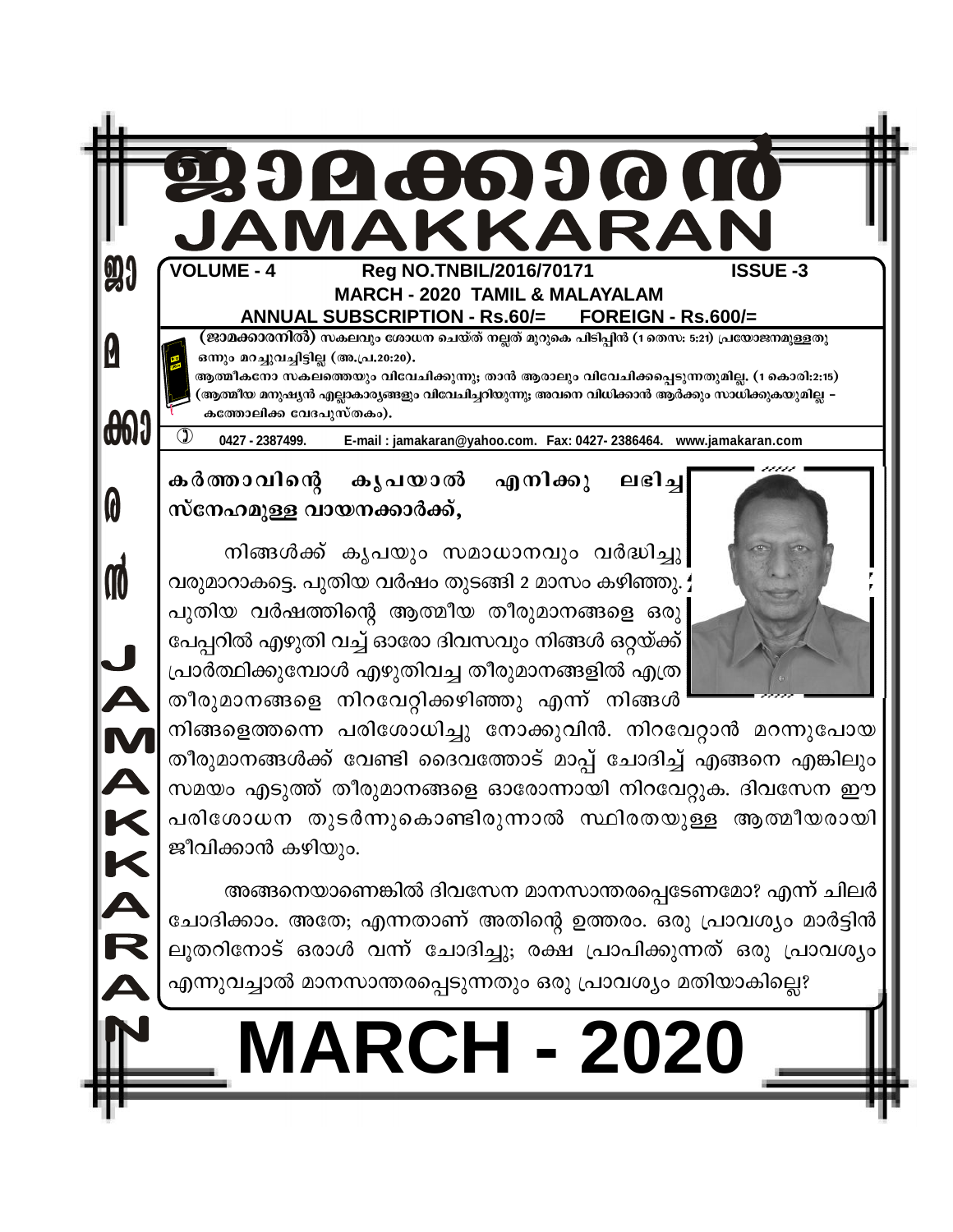# ജാമക്കാരൻ
# JAMAKKARAN

**VOLUME - 4** **Reg NO.TNBIL/2016/70171** **ISSUE -3**

**MARCH - 2020 TAMIL & MALAYALAM**

**ANNUAL SUBSCRIPTION - Rs.60/= FOREIGN - Rs.600/=**

**(ജാമക്കാരനിൽ)** സകലവും ശോധന ചെയ്ത് നല്ലത് മുറുകെ പിടിപ്പിൻ (1 തെസ: 5:21) പ്രയോജനമുള്ളതു ഒന്നും മറച്ചുവച്ചിട്ടില്ല (അ.പ്ര.20:20).
ആത്മീകനോ സകലത്തെയും വിവേചിക്കുന്നു; താൻ ആരാലും വിവേചിക്കപ്പെടുന്നതുമില്ല. (1 കൊരി:2:15) (ആത്മീയ മനുഷ്യൻ എല്ലാകാര്യങ്ങളും വിവേചിച്ചറിയുന്നു; അവനെ വിധിക്കാൻ ആർക്കും സാധിക്കുകയുമില്ല – കത്തോലിക്ക വേദപുസ്തകം).

0427 - 2387499. E-mail : jamakaran@yahoo.com. Fax: 0427- 2386464. www.jamakaran.com

**കർത്താവിന്റെ കൃപയാൽ എനിക്കു ലഭിച്ച സ്നേഹമുള്ള വായനക്കാർക്ക്,**

നിങ്ങൾക്ക് കൃപയും സമാധാനവും വർദ്ധിച്ചു വരുമാറാകട്ടെ. പുതിയ വർഷം തുടങ്ങി 2 മാസം കഴിഞ്ഞു. പുതിയ വർഷത്തിന്റെ ആത്മീയ തീരുമാനങ്ങളെ ഒരു പേപ്പറിൽ എഴുതി വച്ച് ഓരോ ദിവസവും നിങ്ങൾ ഒറ്റയ്ക്ക് പ്രാർത്ഥിക്കുമ്പോൾ എഴുതിവച്ച തീരുമാനങ്ങളിൽ എത്ര തീരുമാനങ്ങളെ നിറവേറ്റിക്കഴിഞ്ഞു എന്ന് നിങ്ങൾ നിങ്ങളെത്തന്നെ പരിശോധിച്ചു നോക്കുവിൻ. നിറവേറ്റാൻ മറന്നുപോയ തീരുമാനങ്ങൾക്ക് വേണ്ടി ദൈവത്തോട് മാപ്പ് ചോദിച്ച് എങ്ങനെ എങ്കിലും സമയം എടുത്ത് തീരുമാനങ്ങളെ ഓരോന്നായി നിറവേറ്റുക. ദിവസേന ഈ പരിശോധന തുടർന്നുകൊണ്ടിരുന്നാൽ സ്ഥിരതയുള്ള ആത്മീയരായി ജീവിക്കാൻ കഴിയും.

അങ്ങനെയാണെങ്കിൽ ദിവസേന മാനസാന്തരപ്പെടേണമോ? എന്ന് ചിലർ ചോദിക്കാം. അതേ; എന്നതാണ് അതിന്റെ ഉത്തരം. ഒരു പ്രാവശ്യം മാർട്ടിൻ ലൂതറിനോട് ഒരാൾ വന്ന് ചോദിച്ചു; രക്ഷ പ്രാപിക്കുന്നത് ഒരു പ്രാവശ്യം എന്നുവച്ചാൽ മാനസാന്തരപ്പെടുന്നതും ഒരു പ്രാവശ്യം മതിയാകില്ലെ?

# MARCH - 2020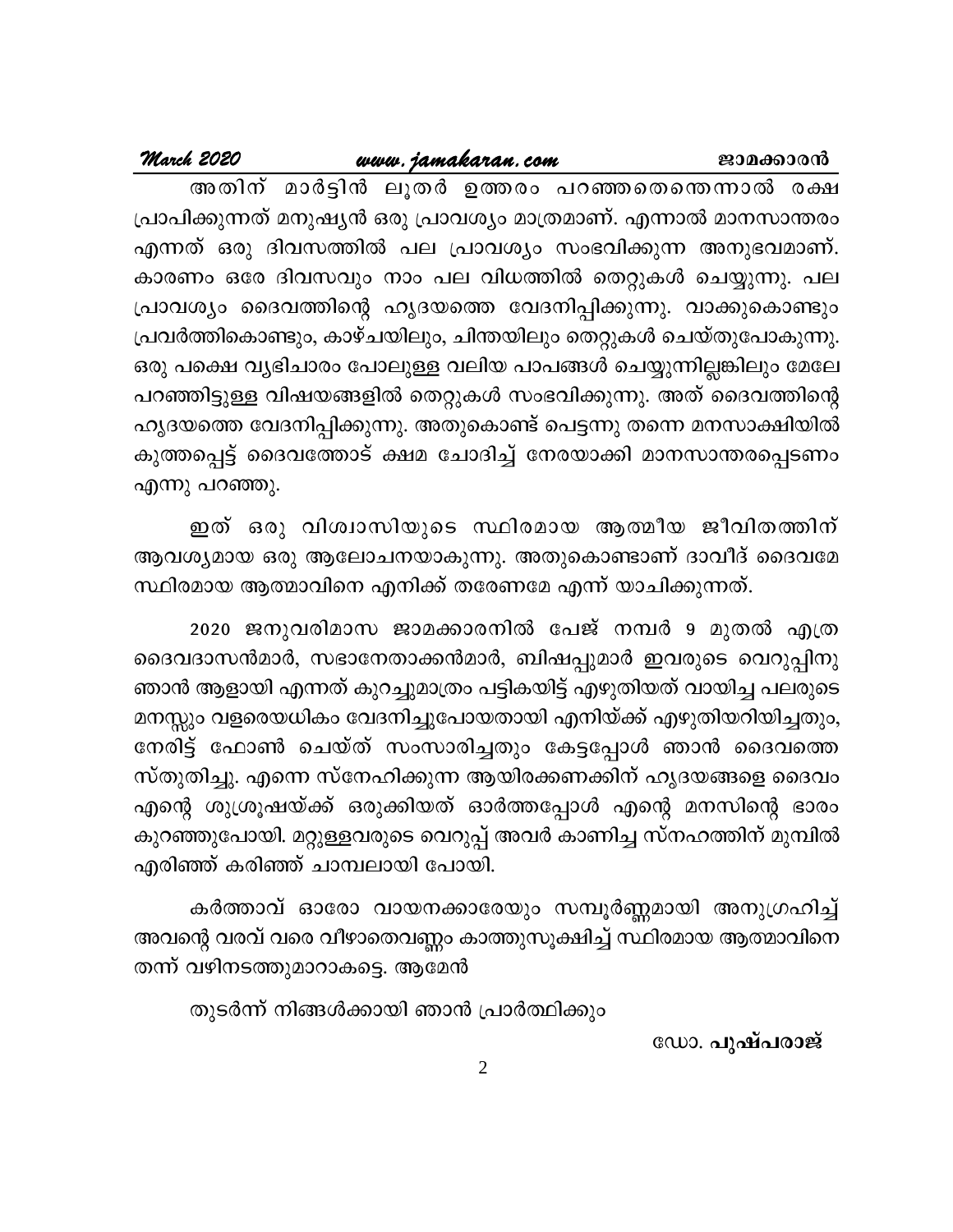അതിന് മാർട്ടിൻ ലൂതർ ഉത്തരം പറഞ്ഞതെന്തെന്നാൽ രക്ഷ പ്രാപിക്കുന്നത് മനുഷ്യൻ ഒരു പ്രാവശ്യം മാത്രമാണ്. എന്നാൽ മാനസാന്തരം എന്നത് ഒരു ദിവസത്തിൽ പല പ്രാവശ്യം സംഭവിക്കുന്ന അനുഭവമാണ്. കാരണം ഒരേ ദിവസവും നാം പല വിധത്തിൽ തെറ്റുകൾ ചെയ്യുന്നു. പല പ്രാവശ്യം ദൈവത്തിന്റെ ഹൃദയത്തെ വേദനിപ്പിക്കുന്നു. വാക്കുകൊണ്ടും പ്രവർത്തികൊണ്ടും, കാഴ്ചയിലും, ചിന്തയിലും തെറ്റുകൾ ചെയ്തുപോകുന്നു. ഒരു പക്ഷെ വ്യഭിചാരം പോലുള്ള വലിയ പാപങ്ങൾ ചെയ്യുന്നില്ലങ്കിലും മേലേ പറഞ്ഞിട്ടുള്ള വിഷയങ്ങളിൽ തെറ്റുകൾ സംഭവിക്കുന്നു. അത് ദൈവത്തിന്റെ ഹൃദയത്തെ വേദനിപ്പിക്കുന്നു. അതുകൊണ്ട് പെട്ടന്നു തന്നെ മനസാക്ഷിയിൽ കുത്തപ്പെട്ട് ദൈവത്തോട് ക്ഷമ ചോദിച്ച് നേരയാക്കി മാനസാന്തരപ്പെടണം എന്നു പറഞ്ഞു.

ഇത് ഒരു വിശ്വാസിയുടെ സ്ഥിരമായ ആത്മീയ ജീവിതത്തിന് ആവശ്യമായ ഒരു ആലോചനയാകുന്നു. അതുകൊണ്ടാണ് ദാവീദ് ദൈവമേ സ്ഥിരമായ ആത്മാവിനെ എനിക്ക് തരേണമേ എന്ന് യാചിക്കുന്നത്.

2020 ജനുവരിമാസ ജാമക്കാരനിൽ പേജ് നമ്പർ 9 മുതൽ എത്ര ദൈവദാസൻമാർ, സഭാനേതാക്കൻമാർ, ബിഷപ്പുമാർ ഇവരുടെ വെറുപ്പിനു ഞാൻ ആളായി എന്നത് കുറച്ചുമാത്രം പട്ടികയിട്ട് എഴുതിയത് വായിച്ച പലരുടെ മനസ്സും വളരെയധികം വേദനിച്ചുപോയതായി എനിയ്ക്ക് എഴുതിയറിയിച്ചതും, നേരിട്ട് ഫോൺ ചെയ്ത് സംസാരിച്ചതും കേട്ടപ്പോൾ ഞാൻ ദൈവത്തെ സ്തുതിച്ചു. എന്നെ സ്നേഹിക്കുന്ന ആയിരക്കണക്കിന് ഹൃദയങ്ങളെ ദൈവം എന്റെ ശുശ്രൂഷയ്ക്ക് ഒരുക്കിയത് ഓർത്തപ്പോൾ എന്റെ മനസിന്റെ ഭാരം കുറഞ്ഞുപോയി. മറ്റുള്ളവരുടെ വെറുപ്പ് അവർ കാണിച്ച സ്നഹത്തിന് മുമ്പിൽ എരിഞ്ഞ് കരിഞ്ഞ് ചാമ്പലായി പോയി.

കർത്താവ് ഓരോ വായനക്കാരേയും സമ്പൂർണ്ണമായി അനുഗ്രഹിച്ച് അവന്റെ വരവ് വരെ വീഴാതെവണ്ണം കാത്തുസൂക്ഷിച്ച് സ്ഥിരമായ ആത്മാവിനെ തന്ന് വഴിനടത്തുമാറാകട്ടെ. ആമേൻ

തുടർന്ന് നിങ്ങൾക്കായി ഞാൻ പ്രാർത്ഥിക്കും

ഡോ. **പുഷ്പരാജ്**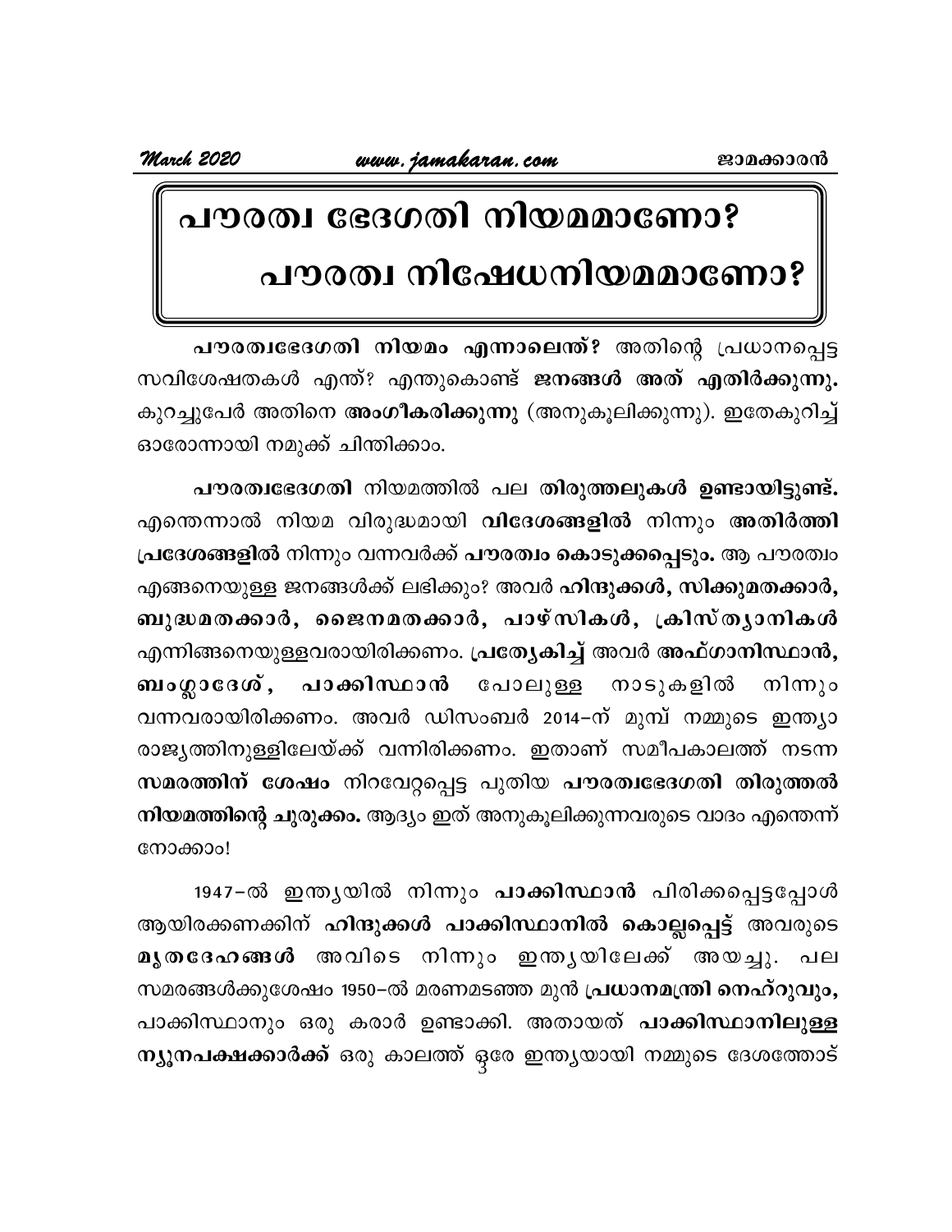# പൗരത്വ ഭേദഗതി നിയമമാണോ?
# പൗരത്വ നിഷേധനിയമമാണോ?

**പൗരത്വഭേദഗതി നിയമം എന്നാലെന്ത്?** അതിന്റെ പ്രധാനപ്പെട്ട സവിശേഷതകൾ എന്ത്? എന്തുകൊണ്ട് **ജനങ്ങൾ അത് എതിർക്കുന്നു.** കുറച്ചുപേർ അതിനെ **അംഗീകരിക്കുന്നു** (അനുകൂലിക്കുന്നു). ഇതേകുറിച്ച് ഓരോന്നായി നമുക്ക് ചിന്തിക്കാം.

**പൗരത്വഭേദഗതി** നിയമത്തിൽ പല **തിരുത്തലുകൾ ഉണ്ടായിട്ടുണ്ട്.** എന്തെന്നാൽ നിയമ വിരുദ്ധമായി **വിദേശങ്ങളിൽ** നിന്നും **അതിർത്തി പ്രദേശങ്ങളിൽ** നിന്നും വന്നവർക്ക് **പൗരത്വം കൊടുക്കപ്പെടും.** ആ പൗരത്വം എങ്ങനെയുള്ള ജനങ്ങൾക്ക് ലഭിക്കും? അവർ **ഹിന്ദുക്കൾ, സിക്കുമതക്കാർ, ബുദ്ധമതക്കാർ, ജൈനമതക്കാർ, പാഴ്സികൾ, ക്രിസ്ത്യാനികൾ** എന്നിങ്ങനെയുള്ളവരായിരിക്കണം. **പ്രത്യേകിച്ച്** അവർ **അഫ്ഗാനിസ്ഥാൻ, ബംഗ്ലാദേശ്, പാക്കിസ്ഥാൻ** പോലുള്ള നാടുകളിൽ നിന്നും വന്നവരായിരിക്കണം. അവർ ഡിസംബർ 2014–ന് മുമ്പ് നമ്മുടെ ഇന്ത്യാ രാജ്യത്തിനുള്ളിലേയ്ക്ക് വന്നിരിക്കണം. ഇതാണ് സമീപകാലത്ത് നടന്ന **സമരത്തിന് ശേഷം** നിറവേറ്റപ്പെട്ട പുതിയ **പൗരത്വഭേദഗതി തിരുത്തൽ നിയമത്തിന്റെ ചുരുക്കം.** ആദ്യം ഇത് അനുകൂലിക്കുന്നവരുടെ വാദം എന്തെന്ന് നോക്കാം!

1947–ൽ ഇന്ത്യയിൽ നിന്നും **പാക്കിസ്ഥാൻ** പിരിക്കപ്പെട്ടപ്പോൾ ആയിരക്കണക്കിന് **ഹിന്ദുക്കൾ പാക്കിസ്ഥാനിൽ കൊല്ലപ്പെട്ട്** അവരുടെ **മൃതദേഹങ്ങൾ** അവിടെ നിന്നും ഇന്ത്യയിലേക്ക് അയച്ചു. പല സമരങ്ങൾക്കുശേഷം 1950–ൽ മരണമടഞ്ഞ മുൻ **പ്രധാനമന്ത്രി നെഹ്റുവും,** പാക്കിസ്ഥാനും ഒരു കരാർ ഉണ്ടാക്കി. അതായത് **പാക്കിസ്ഥാനിലുള്ള ന്യൂനപക്ഷക്കാർക്ക്** ഒരു കാലത്ത് ഒരേ ഇന്ത്യയായി നമ്മുടെ ദേശത്തോട്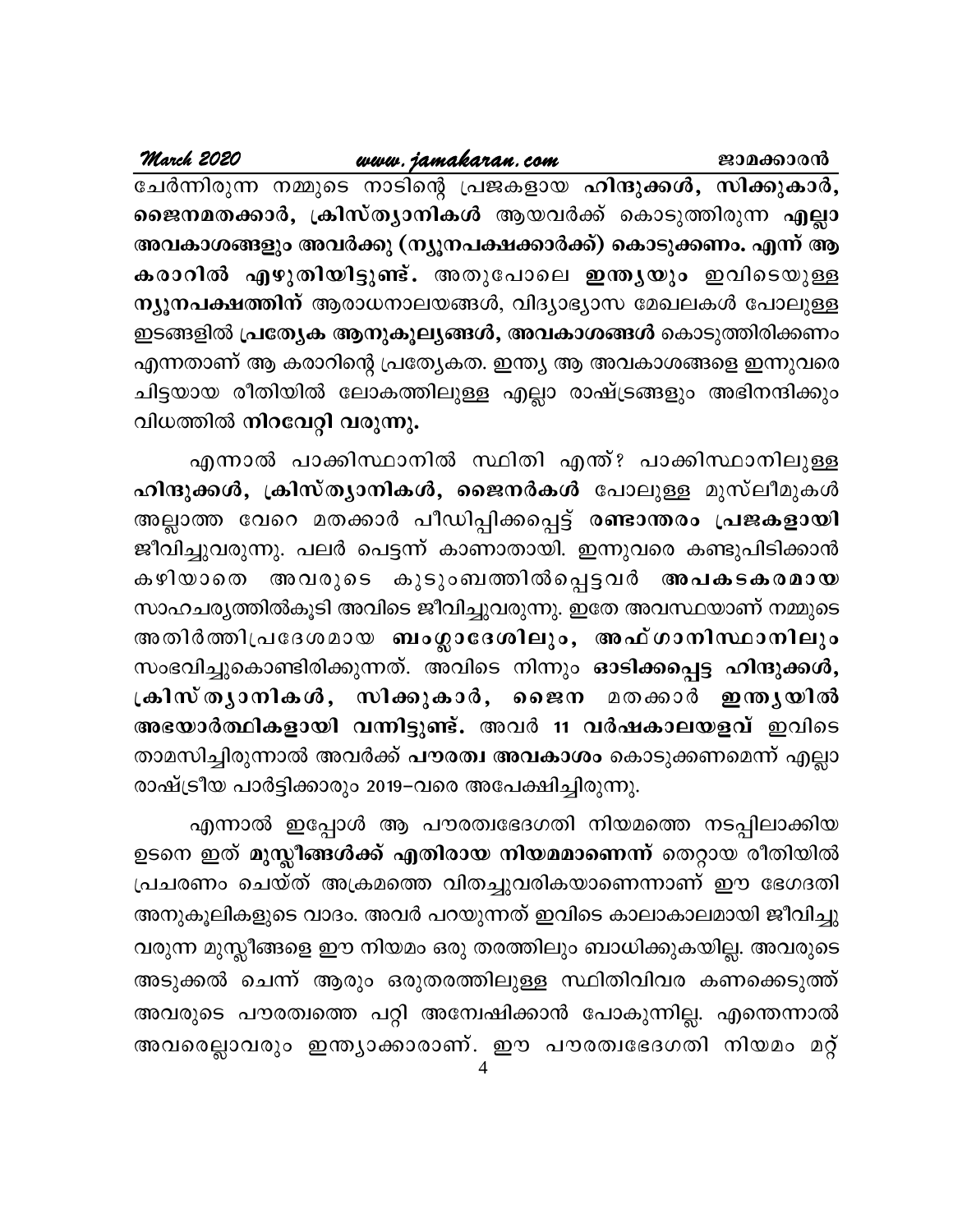ചേർന്നിരുന്ന നമ്മുടെ നാടിന്റെ പ്രജകളായ **ഹിന്ദുക്കൾ, സിക്കുകാർ, ജൈനമതക്കാർ, ക്രിസ്ത്യാനികൾ** ആയവർക്ക് കൊടുത്തിരുന്ന **എല്ലാ അവകാശങ്ങളും അവർക്കു (ന്യൂനപക്ഷക്കാർക്ക്) കൊടുക്കണം. എന്ന് ആ കരാറിൽ എഴുതിയിട്ടുണ്ട്.** അതുപോലെ **ഇന്ത്യയും** ഇവിടെയുള്ള **ന്യൂനപക്ഷത്തിന്** ആരാധനാലയങ്ങൾ, വിദ്യാഭ്യാസ മേഖലകൾ പോലുള്ള ഇടങ്ങളിൽ **പ്രത്യേക ആനുകൂല്യങ്ങൾ, അവകാശങ്ങൾ** കൊടുത്തിരിക്കണം എന്നതാണ് ആ കരാറിന്റെ പ്രത്യേകത. ഇന്ത്യ ആ അവകാശങ്ങളെ ഇന്നുവരെ ചിട്ടയായ രീതിയിൽ ലോകത്തിലുള്ള എല്ലാ രാഷ്ട്രങ്ങളും അഭിനന്ദിക്കും വിധത്തിൽ **നിറവേറ്റി വരുന്നു.**

എന്നാൽ പാക്കിസ്ഥാനിൽ സ്ഥിതി എന്ത്? പാക്കിസ്ഥാനിലുള്ള **ഹിന്ദുക്കൾ, ക്രിസ്ത്യാനികൾ, ജൈനർകൾ** പോലുള്ള മുസ്ലീമുകൾ അല്ലാത്ത വേറെ മതക്കാർ പീഡിപ്പിക്കപ്പെട്ട് **രണ്ടാന്തരം പ്രജകളായി** ജീവിച്ചുവരുന്നു. പലർ പെട്ടന്ന് കാണാതായി. ഇന്നുവരെ കണ്ടുപിടിക്കാൻ കഴിയാതെ അവരുടെ കുടുംബത്തിൽപ്പെട്ടവർ **അപകടകരമായ** സാഹചര്യത്തിൽകൂടി അവിടെ ജീവിച്ചുവരുന്നു. ഇതേ അവസ്ഥയാണ് നമ്മുടെ അതിർത്തിപ്രദേശമായ **ബംഗ്ലാദേശിലും, അഫ്ഗാനിസ്ഥാനിലും** സംഭവിച്ചുകൊണ്ടിരിക്കുന്നത്. അവിടെ നിന്നും **ഓടിക്കപ്പെട്ട ഹിന്ദുക്കൾ, ക്രിസ്ത്യാനികൾ, സിക്കുകാർ, ജൈന** മതക്കാർ **ഇന്ത്യയിൽ അഭയാർത്ഥികളായി വന്നിട്ടുണ്ട്.** അവർ **11 വർഷകാലയളവ്** ഇവിടെ താമസിച്ചിരുന്നാൽ അവർക്ക് **പൗരത്വ അവകാശം** കൊടുക്കണമെന്ന് എല്ലാ രാഷ്ട്രീയ പാർട്ടിക്കാരും 2019–വരെ അപേക്ഷിച്ചിരുന്നു.

എന്നാൽ ഇപ്പോൾ ആ പൗരത്വഭേദഗതി നിയമത്തെ നടപ്പിലാക്കിയ ഉടനെ ഇത് **മുസ്ലീങ്ങൾക്ക് എതിരായ നിയമമാണെന്ന്** തെറ്റായ രീതിയിൽ പ്രചരണം ചെയ്ത് അക്രമത്തെ വിതച്ചുവരികയാണെന്നാണ് ഈ ഭേദഗതി അനുകൂലികളുടെ വാദം. അവർ പറയുന്നത് ഇവിടെ കാലാകാലമായി ജീവിച്ചു വരുന്ന മുസ്ലീങ്ങളെ ഈ നിയമം ഒരു തരത്തിലും ബാധിക്കുകയില്ല. അവരുടെ അടുക്കൽ ചെന്ന് ആരും ഒരുതരത്തിലുള്ള സ്ഥിതിവിവര കണക്കെടുത്ത് അവരുടെ പൗരത്വത്തെ പറ്റി അന്വേഷിക്കാൻ പോകുന്നില്ല. എന്തെന്നാൽ അവരെല്ലാവരും ഇന്ത്യാക്കാരാണ്. ഈ പൗരത്വഭേദഗതി നിയമം മറ്റ്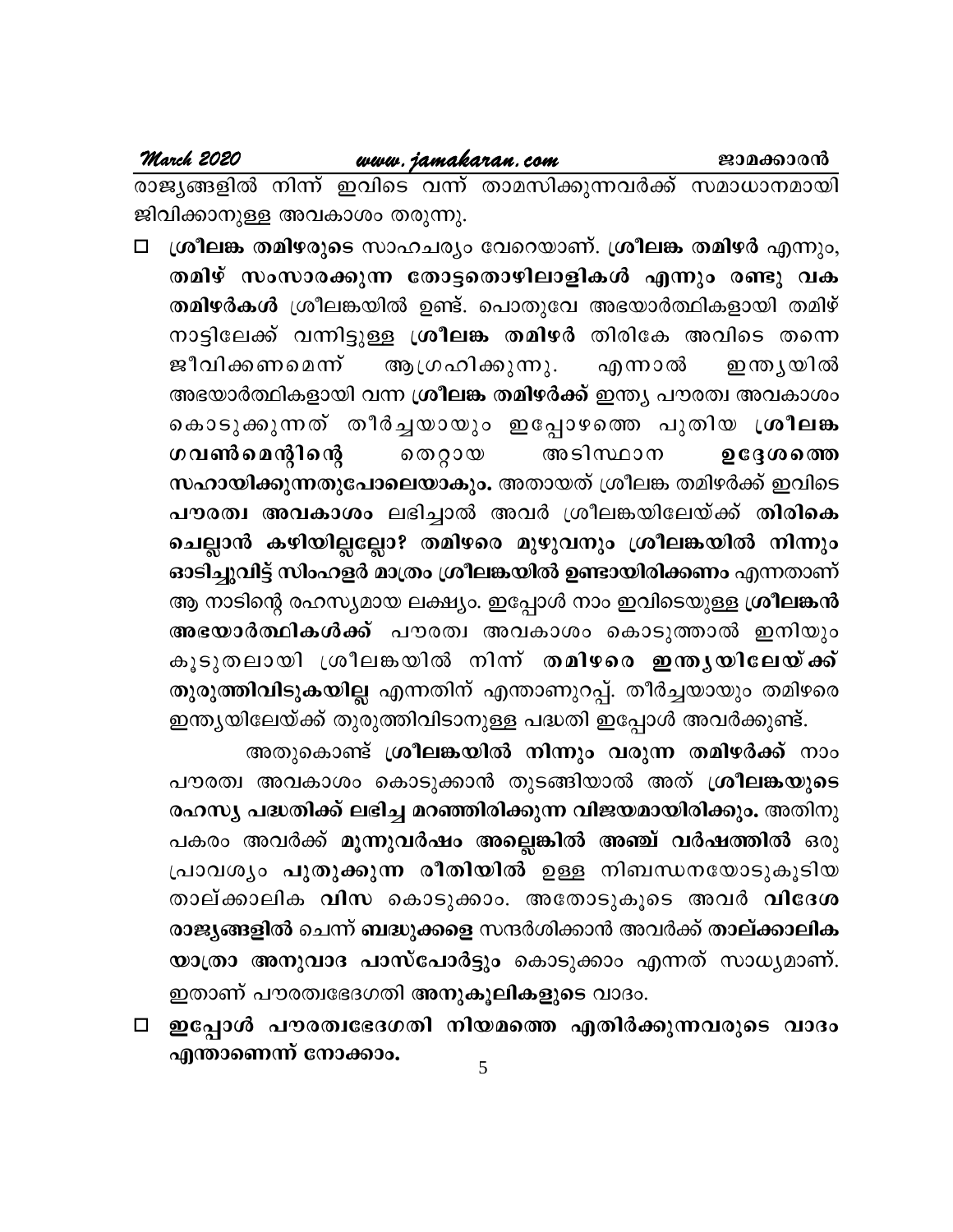രാജ്യങ്ങളിൽ നിന്ന് ഇവിടെ വന്ന് താമസിക്കുന്നവർക്ക് സമാധാനമായി ജിവിക്കാനുള്ള അവകാശം തരുന്നു.

- **ശ്രീലങ്ക തമിഴരുടെ** സാഹചര്യം വേറെയാണ്. **ശ്രീലങ്ക തമിഴർ** എന്നും, **തമിഴ് സംസാരക്കുന്ന തോട്ടതൊഴിലാളികൾ എന്നും രണ്ടു വക തമിഴർകൾ** ശ്രീലങ്കയിൽ ഉണ്ട്. പൊതുവേ അഭയാർത്ഥികളായി തമിഴ് നാട്ടിലേക്ക് വന്നിട്ടുള്ള **ശ്രീലങ്ക തമിഴർ** തിരികേ അവിടെ തന്നെ ജീവിക്കണമെന്ന് ആഗ്രഹിക്കുന്നു. എന്നാൽ ഇന്ത്യയിൽ അഭയാർത്ഥികളായി വന്ന **ശ്രീലങ്ക തമിഴർക്ക്** ഇന്ത്യ പൗരത്വ അവകാശം കൊടുക്കുന്നത് തീർച്ചയായും ഇപ്പോഴത്തെ പുതിയ **ശ്രീലങ്ക ഗവൺമെന്റിന്റെ** തെറ്റായ അടിസ്ഥാന **ഉദ്ദേശത്തെ സഹായിക്കുന്നതുപോലെയാകും.** അതായത് ശ്രീലങ്ക തമിഴർക്ക് ഇവിടെ **പൗരത്വ അവകാശം** ലഭിച്ചാൽ അവർ ശ്രീലങ്കയിലേയ്ക്ക് **തിരികെ ചെല്ലാൻ കഴിയില്ലല്ലോ? തമിഴരെ മുഴുവനും ശ്രീലങ്കയിൽ നിന്നും ഓടിച്ചുവിട്ട് സിംഹളർ മാത്രം ശ്രീലങ്കയിൽ ഉണ്ടായിരിക്കണം** എന്നതാണ് ആ നാടിന്റെ രഹസ്യമായ ലക്ഷ്യം. ഇപ്പോൾ നാം ഇവിടെയുള്ള **ശ്രീലങ്കൻ അഭയാർത്ഥികൾക്ക്** പൗരത്വ അവകാശം കൊടുത്താൽ ഇനിയും കൂടുതലായി ശ്രീലങ്കയിൽ നിന്ന് **തമിഴരെ ഇന്ത്യയിലേയ്ക്ക് തുരുത്തിവിടുകയില്ല** എന്നതിന് എന്താണുറപ്പ്. തീർച്ചയായും തമിഴരെ ഇന്ത്യയിലേയ്ക്ക് തുരുത്തിവിടാനുള്ള പദ്ധതി ഇപ്പോൾ അവർക്കുണ്ട്.

  അതുകൊണ്ട് **ശ്രീലങ്കയിൽ നിന്നും വരുന്ന തമിഴർക്ക്** നാം പൗരത്വ അവകാശം കൊടുക്കാൻ തുടങ്ങിയാൽ അത് **ശ്രീലങ്കയുടെ രഹസ്യ പദ്ധതിക്ക് ലഭിച്ച മറഞ്ഞിരിക്കുന്ന വിജയമായിരിക്കും.** അതിനു പകരം അവർക്ക് **മൂന്നുവർഷം അല്ലെങ്കിൽ അഞ്ച് വർഷത്തിൽ** ഒരു പ്രാവശ്യം **പുതുക്കുന്ന രീതിയിൽ** ഉള്ള നിബന്ധനയോടുകൂടിയ താല്ക്കാലിക **വിസ** കൊടുക്കാം. അതോടുകൂടെ അവർ **വിദേശ രാജ്യങ്ങളിൽ** ചെന്ന് **ബന്ധുക്കളെ** സന്ദർശിക്കാൻ അവർക്ക് **താല്ക്കാലിക യാത്രാ അനുവാദ പാസ്പോർട്ടും** കൊടുക്കാം എന്നത് സാധ്യമാണ്. ഇതാണ് പൗരത്വഭേദഗതി **അനുകൂലികളുടെ** വാദം.

- **ഇപ്പോൾ പൗരത്വഭേദഗതി നിയമത്തെ എതിർക്കുന്നവരുടെ വാദം എന്താണെന്ന് നോക്കാം.**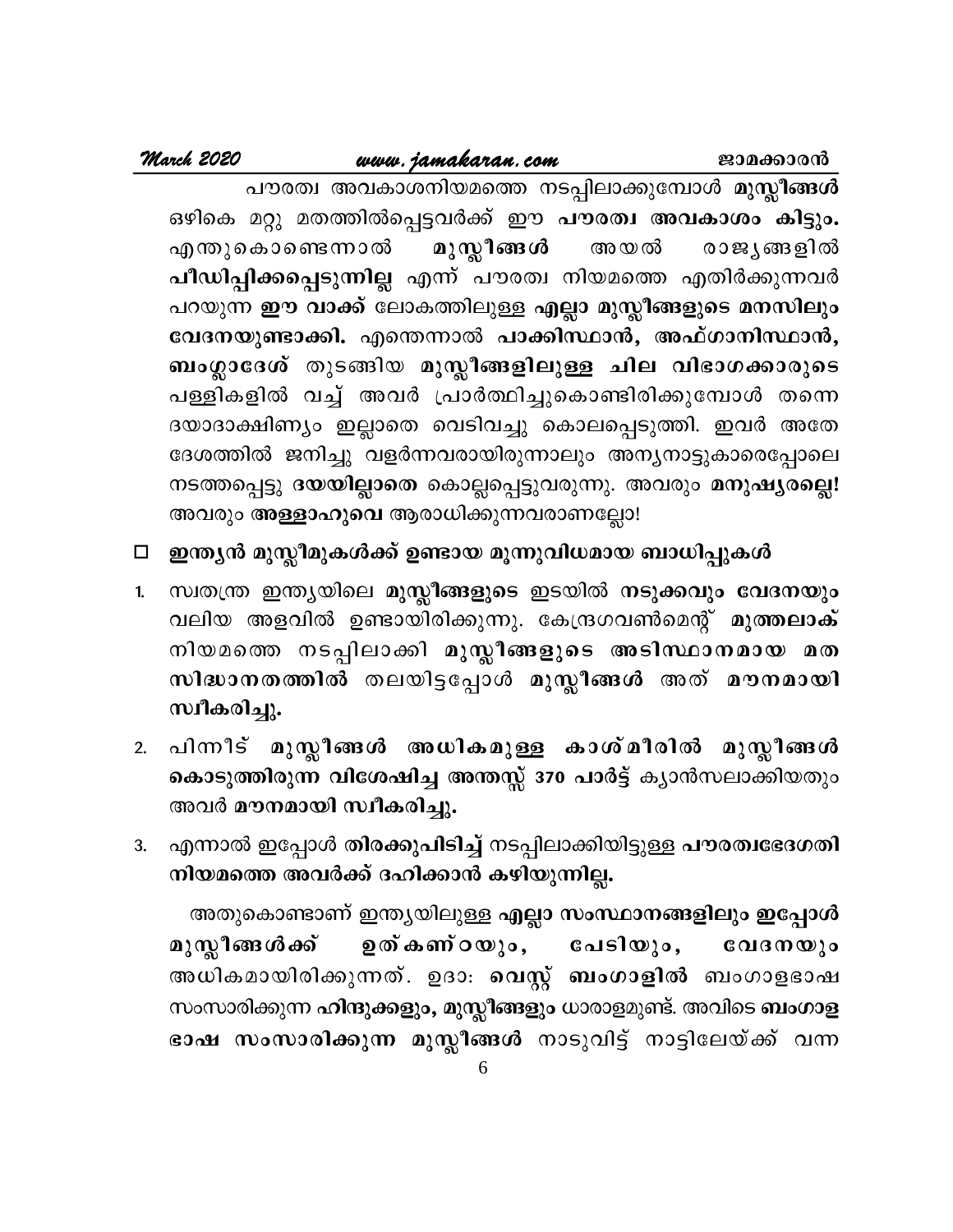പൗരത്വ അവകാശനിയമത്തെ നടപ്പിലാക്കുമ്പോൾ **മുസ്ലീങ്ങൾ** ഒഴികെ മറ്റു മതത്തിൽപ്പെട്ടവർക്ക് ഈ **പൗരത്വ അവകാശം കിട്ടും.** എന്തുകൊണ്ടെന്നാൽ **മുസ്ലീങ്ങൾ** അയൽ രാജ്യങ്ങളിൽ **പീഡിപ്പിക്കപ്പെടുന്നില്ല** എന്ന് പൗരത്വ നിയമത്തെ എതിർക്കുന്നവർ പറയുന്ന **ഈ വാക്ക്** ലോകത്തിലുള്ള **എല്ലാ മുസ്ലീങ്ങളുടെ മനസിലും വേദനയുണ്ടാക്കി.** എന്തെന്നാൽ **പാക്കിസ്ഥാൻ, അഫ്ഗാനിസ്ഥാൻ, ബംഗ്ലാദേശ്** തുടങ്ങിയ **മുസ്ലീങ്ങളിലുള്ള ചില വിഭാഗക്കാരുടെ** പള്ളികളിൽ വച്ച് അവർ പ്രാർത്ഥിച്ചുകൊണ്ടിരിക്കുമ്പോൾ തന്നെ ദയാദാക്ഷിണ്യം ഇല്ലാതെ വെടിവച്ചു കൊലപ്പെടുത്തി. ഇവർ അതേ ദേശത്തിൽ ജനിച്ചു വളർന്നവരായിരുന്നാലും അന്യനാട്ടുകാരെപ്പോലെ നടത്തപ്പെട്ടു **ദയയില്ലാതെ** കൊല്ലപ്പെട്ടുവരുന്നു. അവരും **മനുഷ്യരല്ലെ!** അവരും **അള്ളാഹുവെ** ആരാധിക്കുന്നവരാണല്ലോ!

- **ഇന്ത്യൻ മുസ്ലീമുകൾക്ക് ഉണ്ടായ മൂന്നുവിധമായ ബാധിപ്പുകൾ**

1. സ്വതന്ത്ര ഇന്ത്യയിലെ **മുസ്ലീങ്ങളുടെ** ഇടയിൽ **നടുക്കവും വേദനയും** വലിയ അളവിൽ ഉണ്ടായിരിക്കുന്നു. കേന്ദ്രഗവൺമെന്റ് **മുത്തലാക്** നിയമത്തെ നടപ്പിലാക്കി **മുസ്ലീങ്ങളുടെ അടിസ്ഥാനമായ മത സിദ്ധാന്തത്തിൽ** തലയിട്ടപ്പോൾ **മുസ്ലീങ്ങൾ** അത് **മൗനമായി സ്വീകരിച്ചു.**
2. പിന്നീട് **മുസ്ലീങ്ങൾ അധികമുള്ള കാശ്മീരിൽ മുസ്ലീങ്ങൾ കൊടുത്തിരുന്ന വിശേഷിച്ച അന്തസ്സ് 370 പാർട്ട്** ക്യാൻസലാക്കിയതും അവർ **മൗനമായി സ്വീകരിച്ചു.**
3. എന്നാൽ ഇപ്പോൾ **തിരക്കുപിടിച്ച്** നടപ്പിലാക്കിയിട്ടുള്ള **പൗരത്വഭേദഗതി നിയമത്തെ അവർക്ക് ദഹിക്കാൻ കഴിയുന്നില്ല.**

അതുകൊണ്ടാണ് ഇന്ത്യയിലുള്ള **എല്ലാ സംസ്ഥാനങ്ങളിലും ഇപ്പോൾ മുസ്ലീങ്ങൾക്ക് ഉത്കണ്ഠയും, പേടിയും, വേദനയും** അധികമായിരിക്കുന്നത്. ഉദാ: **വെസ്റ്റ് ബംഗാളിൽ** ബംഗാളഭാഷ സംസാരിക്കുന്ന **ഹിന്ദുക്കളും, മുസ്ലീങ്ങളും** ധാരാളമുണ്ട്. അവിടെ **ബംഗാള ഭാഷ സംസാരിക്കുന്ന മുസ്ലീങ്ങൾ** നാടുവിട്ട് നാട്ടിലേയ്ക്ക് വന്ന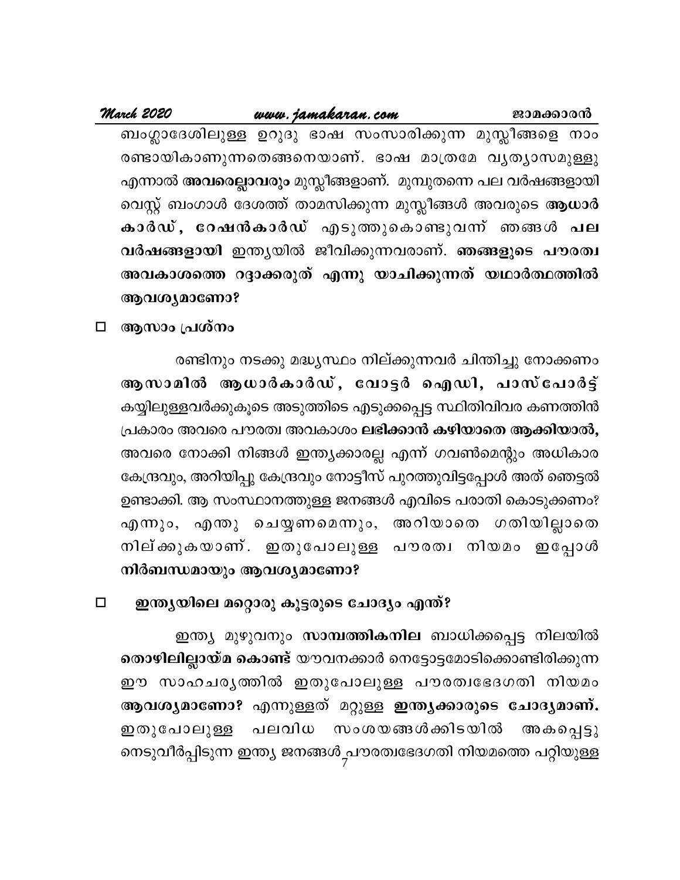ബംഗ്ലാദേശിലുള്ള ഉറുദു ഭാഷ സംസാരിക്കുന്ന മുസ്ലീങ്ങളെ നാം രണ്ടായികാണുന്നതെങ്ങനെയാണ്. ഭാഷ മാത്രമേ വ്യത്യാസമുള്ളു എന്നാൽ **അവരെല്ലാവരും** മുസ്ലീങ്ങളാണ്. മുമ്പുതന്നെ പല വർഷങ്ങളായി വെസ്റ്റ് ബംഗാൾ ദേശത്ത് താമസിക്കുന്ന മുസ്ലീങ്ങൾ അവരുടെ **ആധാർ കാർഡ്, റേഷൻകാർഡ്** എടുത്തുകൊണ്ടുവന്ന് ഞങ്ങൾ **പല വർഷങ്ങളായി** ഇന്ത്യയിൽ ജീവിക്കുന്നവരാണ്. **ഞങ്ങളുടെ പൗരത്വ അവകാശത്തെ റദ്ദാക്കരുത് എന്നു യാചിക്കുന്നത് യഥാർത്ഥത്തിൽ ആവശ്യമാണോ?**

- **ആസാം പ്രശ്നം**

രണ്ടിനും നടക്കു മദ്ധ്യസ്ഥം നില്ക്കുന്നവർ ചിന്തിച്ചു നോക്കണം **ആസാമിൽ ആധാർകാർഡ്, വോട്ടർ ഐഡി, പാസ്പോർട്ട്** കയ്യിലുള്ളവർക്കുകൂടെ അടുത്തിടെ എടുക്കപ്പെട്ട സ്ഥിതിവിവര കണത്തിൻ പ്രകാരം അവരെ പൗരത്വ അവകാശം **ലഭിക്കാൻ കഴിയാതെ ആക്കിയാൽ,** അവരെ നോക്കി നിങ്ങൾ ഇന്ത്യക്കാരല്ല എന്ന് ഗവൺമെന്റും അധികാര കേന്ദ്രവും, അറിയിപ്പു കേന്ദ്രവും നോട്ടീസ് പുറത്തുവിട്ടപ്പോൾ അത് ഞെട്ടൽ ഉണ്ടാക്കി. ആ സംസ്ഥാനത്തുള്ള ജനങ്ങൾ എവിടെ പരാതി കൊടുക്കണം? എന്നും, എന്തു ചെയ്യണമെന്നും, അറിയാതെ ഗതിയില്ലാതെ നില്ക്കുകയാണ്. ഇതുപോലുള്ള പൗരത്വ നിയമം ഇപ്പോൾ **നിർബന്ധമായും ആവശ്യമാണോ?**

- **ഇന്ത്യയിലെ മറ്റൊരു കൂട്ടരുടെ ചോദ്യം എന്ത്?**

ഇന്ത്യ മുഴുവനും **സാമ്പത്തികനില** ബാധിക്കപ്പെട്ട നിലയിൽ **തൊഴിലില്ലായ്മ കൊണ്ട്** യൗവനക്കാർ നെട്ടോട്ടമോടിക്കൊണ്ടിരിക്കുന്ന ഈ സാഹചര്യത്തിൽ ഇതുപോലുള്ള പൗരത്വഭേദഗതി നിയമം **ആവശ്യമാണോ?** എന്നുള്ളത് മറ്റുള്ള **ഇന്ത്യക്കാരുടെ ചോദ്യമാണ്.** ഇതുപോലുള്ള പലവിധ സംശയങ്ങൾക്കിടയിൽ അകപ്പെട്ടു നെടുവീർപ്പിടുന്ന ഇന്ത്യ ജനങ്ങൾ പൗരത്വഭേദഗതി നിയമത്തെ പറ്റിയുള്ള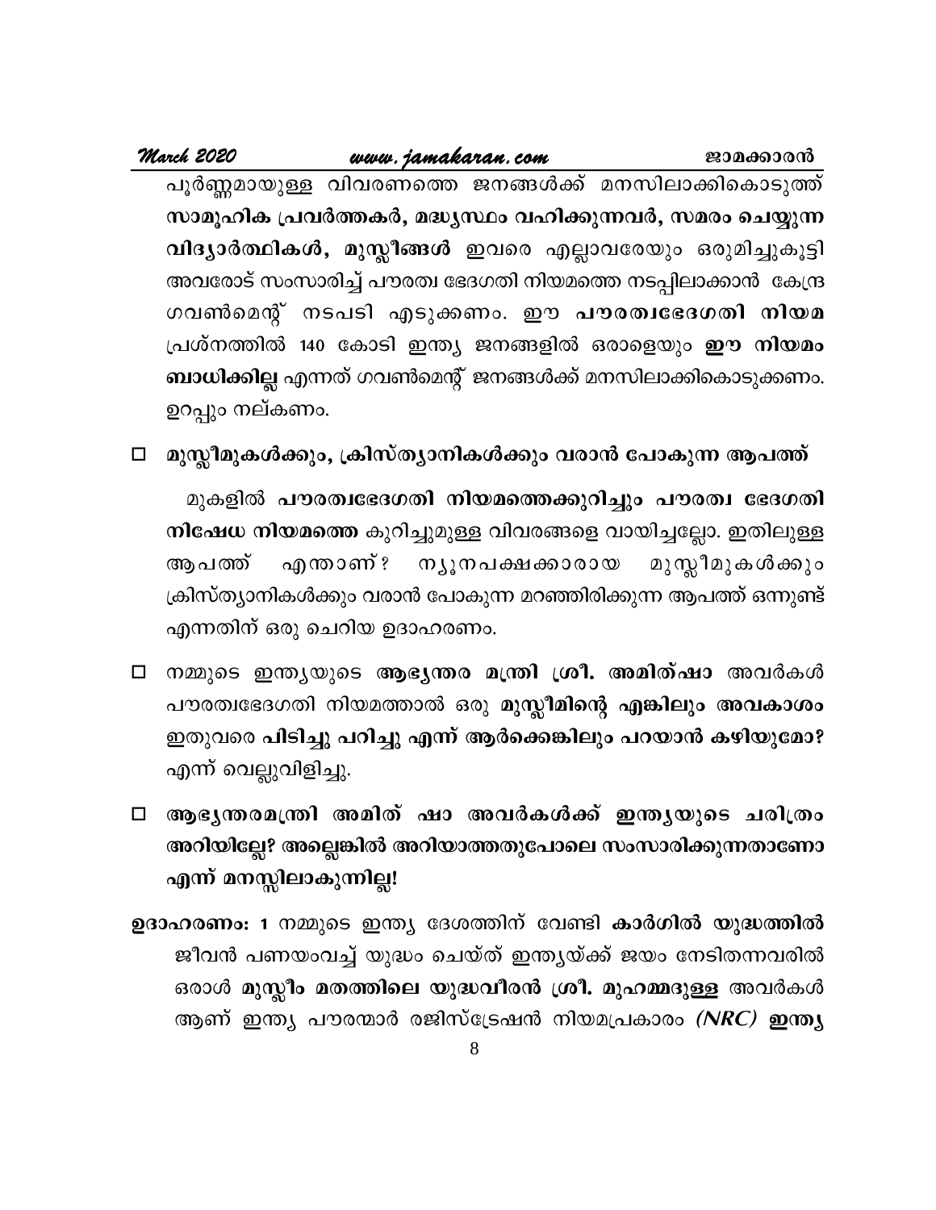പൂർണ്ണമായുള്ള വിവരണത്തെ ജനങ്ങൾക്ക് മനസിലാക്കികൊടുത്ത് **സാമൂഹിക പ്രവർത്തകർ, മദ്ധ്യസ്ഥം വഹിക്കുന്നവർ, സമരം ചെയ്യുന്ന വിദ്യാർത്ഥികൾ, മുസ്ലീങ്ങൾ** ഇവരെ എല്ലാവരേയും ഒരുമിച്ചുകൂട്ടി അവരോട് സംസാരിച്ച് പൗരത്വ ഭേദഗതി നിയമത്തെ നടപ്പിലാക്കാൻ കേന്ദ്ര ഗവൺമെന്റ് നടപടി എടുക്കണം. ഈ **പൗരത്വഭേദഗതി നിയമ** പ്രശ്നത്തിൽ 140 കോടി ഇന്ത്യ ജനങ്ങളിൽ ഒരാളെയും **ഈ നിയമം ബാധിക്കില്ല** എന്നത് ഗവൺമെന്റ് ജനങ്ങൾക്ക് മനസിലാക്കികൊടുക്കണം. ഉറപ്പും നല്കണം.

- **മുസ്ലീമുകൾക്കും, ക്രിസ്ത്യാനികൾക്കും വരാൻ പോകുന്ന ആപത്ത്**

മുകളിൽ **പൗരത്വഭേദഗതി നിയമത്തെക്കുറിച്ചും പൗരത്വ ഭേദഗതി നിഷേധ നിയമത്തെ** കുറിച്ചുമുള്ള വിവരങ്ങളെ വായിച്ചല്ലോ. ഇതിലുള്ള ആപത്ത് എന്താണ്? ന്യൂനപക്ഷക്കാരായ മുസ്ലീമുകൾക്കും ക്രിസ്ത്യാനികൾക്കും വരാൻ പോകുന്ന മറഞ്ഞിരിക്കുന്ന ആപത്ത് ഒന്നുണ്ട് എന്നതിന് ഒരു ചെറിയ ഉദാഹരണം.

- നമ്മുടെ ഇന്ത്യയുടെ **ആഭ്യന്തര മന്ത്രി ശ്രീ. അമിത്ഷാ** അവർകൾ പൗരത്വഭേദഗതി നിയമത്താൽ ഒരു **മുസ്ലീമിന്റെ എങ്കിലും അവകാശം** ഇതുവരെ **പിടിച്ചു പറിച്ചു എന്ന് ആർക്കെങ്കിലും പറയാൻ കഴിയുമോ?** എന്ന് വെല്ലുവിളിച്ചു.

- **ആഭ്യന്തരമന്ത്രി അമിത് ഷാ അവർകൾക്ക് ഇന്ത്യയുടെ ചരിത്രം അറിയില്ലേ? അല്ലെങ്കിൽ അറിയാത്തതുപോലെ സംസാരിക്കുന്നതാണോ എന്ന് മനസ്സിലാകുന്നില്ല!**

**ഉദാഹരണം: 1** നമ്മുടെ ഇന്ത്യ ദേശത്തിന് വേണ്ടി **കാർഗിൽ യുദ്ധത്തിൽ** ജീവൻ പണയംവച്ച് യുദ്ധം ചെയ്ത് ഇന്ത്യയ്ക്ക് ജയം നേടിതന്നവരിൽ ഒരാൾ **മുസ്ലീം മതത്തിലെ യുദ്ധവീരൻ ശ്രീ. മുഹമ്മദുള്ള** അവർകൾ ആണ് ഇന്ത്യ പൗരന്മാർ രജിസ്ട്രേഷൻ നിയമപ്രകാരം ***(NRC)* ഇന്ത്യ**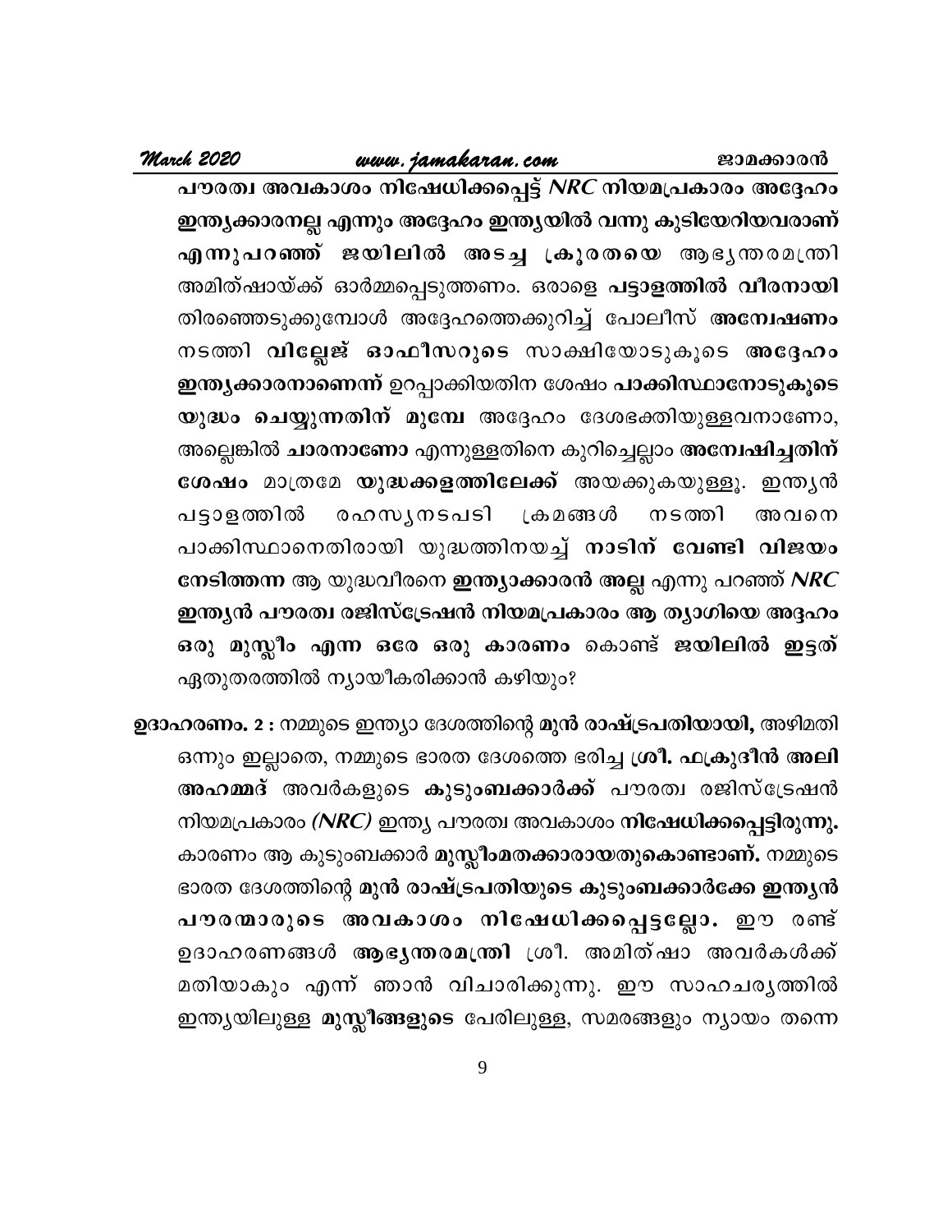**പൗരത്വ അവകാശം നിഷേധിക്കപ്പെട്ട് *NRC* നിയമപ്രകാരം അദ്ദേഹം ഇന്ത്യക്കാരനല്ല എന്നും അദ്ദേഹം ഇന്ത്യയിൽ വന്നു കുടിയേറിയവരാണ് എന്നുപറഞ്ഞ് ജയിലിൽ അടച്ച ക്രൂരതയെ** ആഭ്യന്തരമന്ത്രി അമിത്ഷായ്ക്ക് ഓർമ്മപ്പെടുത്തണം. ഒരാളെ **പട്ടാളത്തിൽ വീരനായി** തിരഞ്ഞെടുക്കുമ്പോൾ അദ്ദേഹത്തെക്കുറിച്ച് പോലീസ് **അന്വേഷണം** നടത്തി **വില്ലേജ് ഓഫീസറുടെ** സാക്ഷിയോടുകൂടെ **അദ്ദേഹം ഇന്ത്യക്കാരനാണെന്ന്** ഉറപ്പാക്കിയതിന ശേഷം **പാക്കിസ്ഥാനോടുകൂടെ യുദ്ധം ചെയ്യുന്നതിന് മുമ്പേ** അദ്ദേഹം ദേശഭക്തിയുള്ളവനാണോ, അല്ലെങ്കിൽ **ചാരനാണോ** എന്നുള്ളതിനെ കുറിച്ചെല്ലാം **അന്വേഷിച്ചതിന് ശേഷം** മാത്രമേ **യുദ്ധക്കളത്തിലേക്ക്** അയക്കുകയുള്ളൂ. ഇന്ത്യൻ പട്ടാളത്തിൽ രഹസ്യനടപടി ക്രമങ്ങൾ നടത്തി അവനെ പാക്കിസ്ഥാനെതിരായി യുദ്ധത്തിനയച്ച് **നാടിന് വേണ്ടി വിജയം നേടിത്തന്ന** ആ യുദ്ധവീരനെ **ഇന്ത്യാക്കാരൻ അല്ല** എന്നു പറഞ്ഞ് ***NRC* ഇന്ത്യൻ പൗരത്വ രജിസ്ട്രേഷൻ നിയമപ്രകാരം ആ ത്യാഗിയെ അദ്ദഹം ഒരു മുസ്ലീം എന്ന ഒരേ ഒരു കാരണം** കൊണ്ട് **ജയിലിൽ ഇട്ടത്** ഏതുതരത്തിൽ ന്യായീകരിക്കാൻ കഴിയും?

**ഉദാഹരണം. 2 :** നമ്മുടെ ഇന്ത്യാ ദേശത്തിന്റെ **മുൻ രാഷ്ട്രപതിയായി,** അഴിമതി ഒന്നും ഇല്ലാതെ, നമ്മുടെ ഭാരത ദേശത്തെ ഭരിച്ച **ശ്രീ. ഫക്രുദീൻ അലി അഹമ്മദ്** അവർകളുടെ **കുടുംബക്കാർക്ക്** പൗരത്വ രജിസ്ട്രേഷൻ നിയമപ്രകാരം *(NRC)* ഇന്ത്യ പൗരത്വ അവകാശം **നിഷേധിക്കപ്പെട്ടിരുന്നു.** കാരണം ആ കുടുംബക്കാർ **മുസ്ലീംമതക്കാരായതുകൊണ്ടാണ്.** നമ്മുടെ ഭാരത ദേശത്തിന്റെ **മുൻ രാഷ്ട്രപതിയുടെ കുടുംബക്കാർക്കേ ഇന്ത്യൻ പൗരന്മാരുടെ അവകാശം നിഷേധിക്കപ്പെട്ടല്ലോ.** ഈ രണ്ട് ഉദാഹരണങ്ങൾ **ആഭ്യന്തരമന്ത്രി** ശ്രീ. അമിത്ഷാ അവർകൾക്ക് മതിയാകും എന്ന് ഞാൻ വിചാരിക്കുന്നു. ഈ സാഹചര്യത്തിൽ ഇന്ത്യയിലുള്ള **മുസ്ലീങ്ങളുടെ** പേരിലുള്ള, സമരങ്ങളും ന്യായം തന്നെ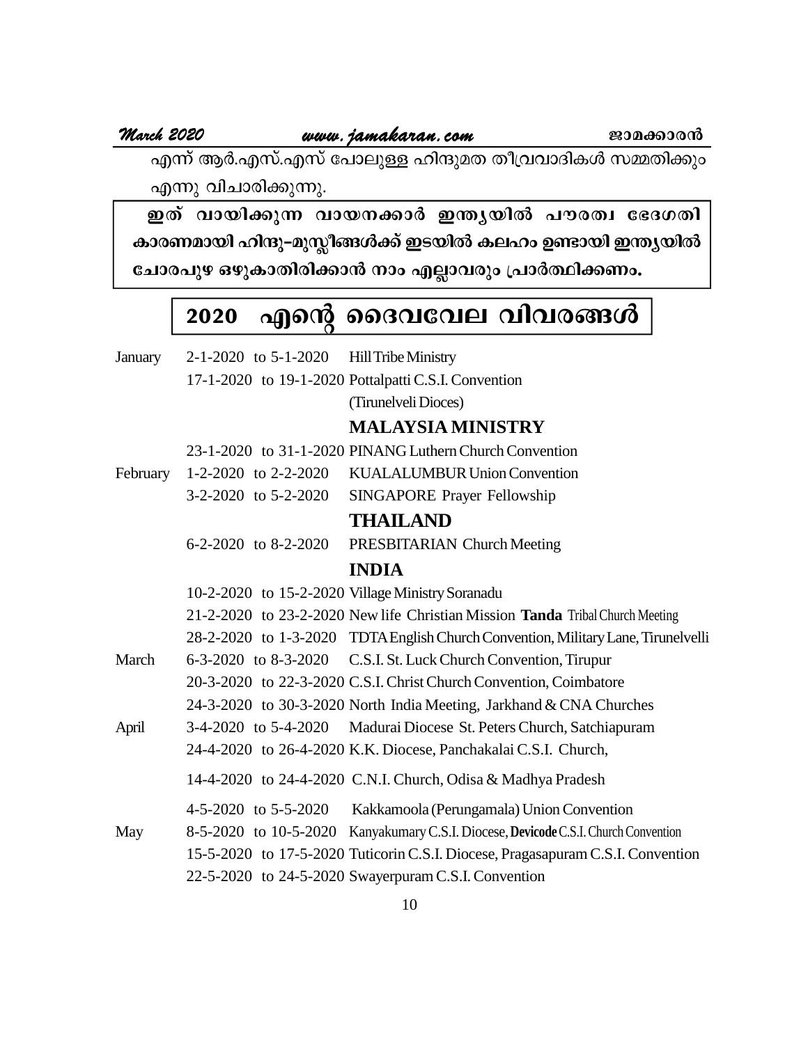എന്ന് ആർ.എസ്.എസ് പോലുള്ള ഹിന്ദുമത തീവ്രവാദികൾ സമ്മതിക്കും എന്നു വിചാരിക്കുന്നു.

**ഇത് വായിക്കുന്ന വായനക്കാർ ഇന്ത്യയിൽ പൗരത്വ ഭേദഗതി കാരണമായി ഹിന്ദു-മുസ്ലീങ്ങൾക്ക് ഇടയിൽ കലഹം ഉണ്ടായി ഇന്ത്യയിൽ ചോരപുഴ ഒഴുകാതിരിക്കാൻ നാം എല്ലാവരും പ്രാർത്ഥിക്കണം.**

## 2020 എന്റെ ദൈവവേല വിവരങ്ങൾ

| Month | Dates | Details |
|---|---|---|
| January | 2-1-2020 to 5-1-2020 | Hill Tribe Ministry |
| | 17-1-2020 to 19-1-2020 | Pottalpatti C.S.I. Convention (Tirunelveli Dioces) |
| | | **MALAYSIA MINISTRY** |
| | 23-1-2020 to 31-1-2020 | PINANG Luthern Church Convention |
| February | 1-2-2020 to 2-2-2020 | KUALALUMBUR Union Convention |
| | 3-2-2020 to 5-2-2020 | SINGAPORE Prayer Fellowship |
| | | **THAILAND** |
| | 6-2-2020 to 8-2-2020 | PRESBITARIAN Church Meeting |
| | | **INDIA** |
| | 10-2-2020 to 15-2-2020 | Village Ministry Soranadu |
| | 21-2-2020 to 23-2-2020 | New life Christian Mission **Tanda** Tribal Church Meeting |
| | 28-2-2020 to 1-3-2020 | TDTA English Church Convention, Military Lane, Tirunelvelli |
| March | 6-3-2020 to 8-3-2020 | C.S.I. St. Luck Church Convention, Tirupur |
| | 20-3-2020 to 22-3-2020 | C.S.I. Christ Church Convention, Coimbatore |
| | 24-3-2020 to 30-3-2020 | North India Meeting, Jarkhand & CNA Churches |
| April | 3-4-2020 to 5-4-2020 | Madurai Diocese St. Peters Church, Satchiapuram |
| | 24-4-2020 to 26-4-2020 | K.K. Diocese, Panchakalai C.S.I. Church, |
| | 14-4-2020 to 24-4-2020 | C.N.I. Church, Odisa & Madhya Pradesh |
| | 4-5-2020 to 5-5-2020 | Kakkamoola (Perungamala) Union Convention |
| May | 8-5-2020 to 10-5-2020 | Kanyakumary C.S.I. Diocese, **Devicode** C.S.I. Church Convention |
| | 15-5-2020 to 17-5-2020 | Tuticorin C.S.I. Diocese, Pragasapuram C.S.I. Convention |
| | 22-5-2020 to 24-5-2020 | Swayerpuram C.S.I. Convention |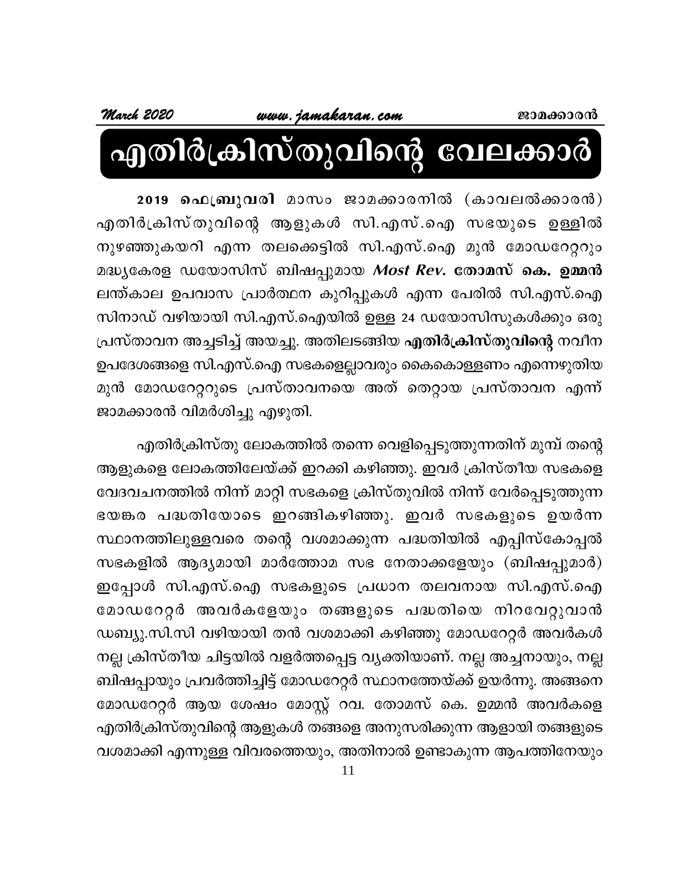# എതിർക്രിസ്തുവിന്റെ വേലക്കാർ

**2019 ഫെബ്രുവരി** മാസം ജാമക്കാരനിൽ (കാവലൽക്കാരൻ) എതിർക്രിസ്തുവിന്റെ ആളുകൾ സി.എസ്.ഐ സഭയുടെ ഉള്ളിൽ നുഴഞ്ഞുകയറി എന്ന തലക്കെട്ടിൽ സി.എസ്.ഐ മുൻ മോഡറേറ്ററും മദ്ധ്യകേരള ഡയോസിസ് ബിഷപ്പുമായ ***Most Rev.* തോമസ് കെ. ഉമ്മൻ** ലന്ത്കാല ഉപവാസ പ്രാർത്ഥന കുറിപ്പുകൾ എന്ന പേരിൽ സി.എസ്.ഐ സിനാഡ് വഴിയായി സി.എസ്.ഐയിൽ ഉള്ള 24 ഡയോസിസുകൾക്കും ഒരു പ്രസ്താവന അച്ചടിച്ച് അയച്ചു. അതിലടങ്ങിയ **എതിർക്രിസ്തുവിന്റെ** നവീന ഉപദേശങ്ങളെ സി.എസ്.ഐ സഭകളെല്ലാവരും കൈകൊള്ളണം എന്നെഴുതിയ മുൻ മോഡറേറ്ററുടെ പ്രസ്താവനയെ അത് തെറ്റായ പ്രസ്താവന എന്ന് ജാമക്കാരൻ വിമർശിച്ചു എഴുതി.

എതിർക്രിസ്തു ലോകത്തിൽ തന്നെ വെളിപ്പെടുത്തുന്നതിന് മുമ്പ് തന്റെ ആളുകളെ ലോകത്തിലേയ്ക്ക് ഇറക്കി കഴിഞ്ഞു. ഇവർ ക്രിസ്തീയ സഭകളെ വേദവചനത്തിൽ നിന്ന് മാറ്റി സഭകളെ ക്രിസ്തുവിൽ നിന്ന് വേർപ്പെടുത്തുന്ന ഭയങ്കര പദ്ധതിയോടെ ഇറങ്ങികഴിഞ്ഞു. ഇവർ സഭകളുടെ ഉയർന്ന സ്ഥാനത്തിലുള്ളവരെ തന്റെ വശമാക്കുന്ന പദ്ധതിയിൽ എപ്പിസ്കോപ്പൽ സഭകളിൽ ആദ്യമായി മാർത്തോമ സഭ നേതാക്കളേയും (ബിഷപ്പുമാർ) ഇപ്പോൾ സി.എസ്.ഐ സഭകളുടെ പ്രധാന തലവനായ സി.എസ്.ഐ മോഡറേറ്റർ അവർകളേയും തങ്ങളുടെ പദ്ധതിയെ നിറവേറ്റുവാൻ ഡബ്യൂ.സി.സി വഴിയായി തൻ വശമാക്കി കഴിഞ്ഞു മോഡറേറ്റർ അവർകൾ നല്ല ക്രിസ്തീയ ചിട്ടയിൽ വളർത്തപ്പെട്ട വ്യക്തിയാണ്. നല്ല അച്ചനായും, നല്ല ബിഷപ്പായും പ്രവർത്തിച്ചിട്ട് മോഡറേറ്റർ സ്ഥാനത്തേയ്ക്ക് ഉയർന്നു. അങ്ങനെ മോഡറേറ്റർ ആയ ശേഷം മോസ്റ്റ് റവ. തോമസ് കെ. ഉമ്മൻ അവർകളെ എതിർക്രിസ്തുവിന്റെ ആളുകൾ തങ്ങളെ അനുസരിക്കുന്ന ആളായി തങ്ങളുടെ വശമാക്കി എന്നുള്ള വിവരത്തെയും, അതിനാൽ ഉണ്ടാകുന്ന ആപത്തിനേയും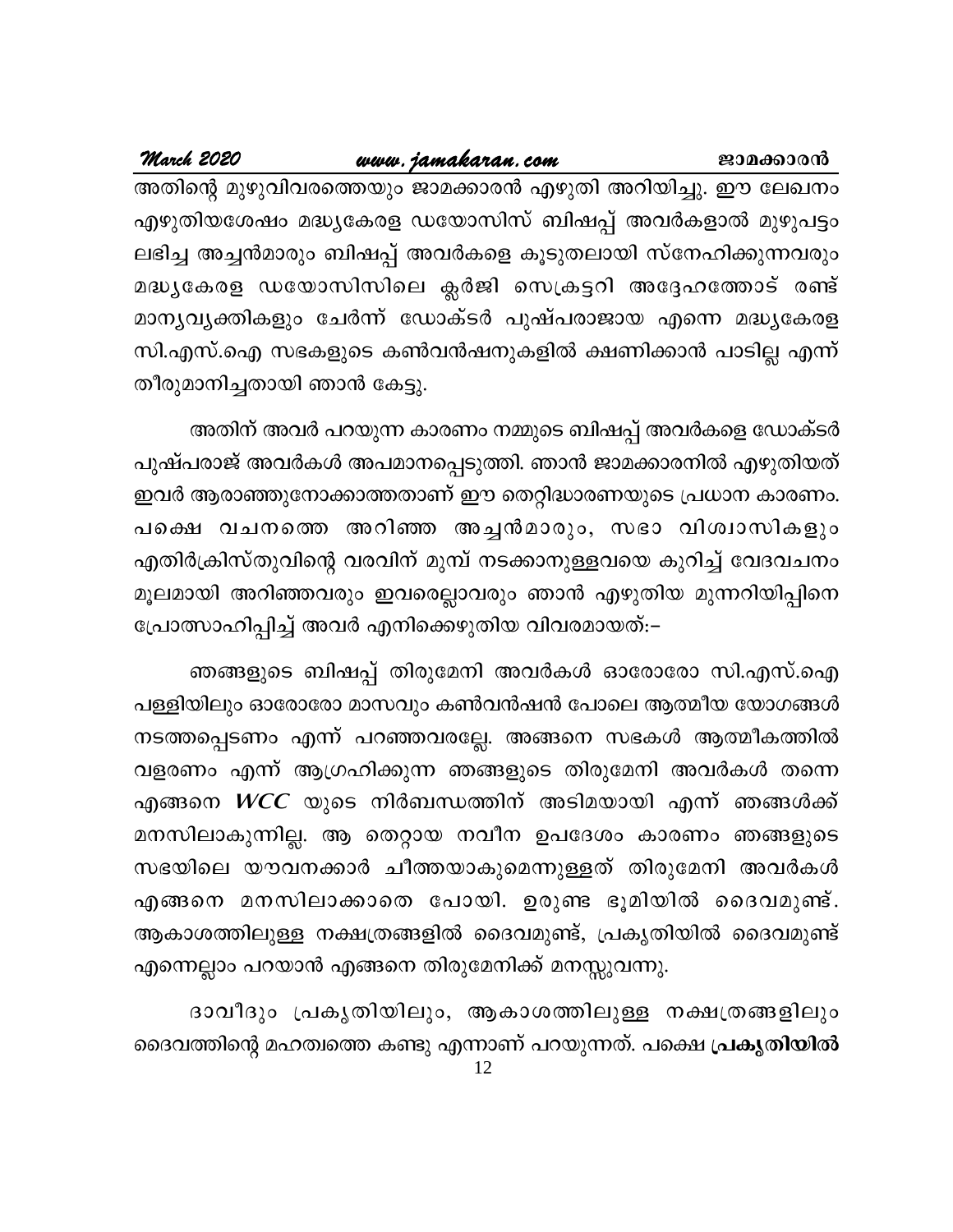അതിന്റെ മുഴുവിവരത്തെയും ജാമക്കാരൻ എഴുതി അറിയിച്ചു. ഈ ലേഖനം എഴുതിയശേഷം മദ്ധ്യകേരള ഡയോസിസ് ബിഷപ്പ് അവർകളാൽ മുഴുപട്ടം ലഭിച്ച അച്ചൻമാരും ബിഷപ്പ് അവർകളെ കൂടുതലായി സ്നേഹിക്കുന്നവരും മദ്ധ്യകേരള ഡയോസിസിലെ ക്ലർജി സെക്രട്ടറി അദ്ദേഹത്തോട് രണ്ട് മാന്യവ്യക്തികളും ചേർന്ന് ഡോക്ടർ പുഷ്പരാജായ എന്നെ മദ്ധ്യകേരള സി.എസ്.ഐ സഭകളുടെ കൺവൻഷനുകളിൽ ക്ഷണിക്കാൻ പാടില്ല എന്ന് തീരുമാനിച്ചതായി ഞാൻ കേട്ടു.

അതിന് അവർ പറയുന്ന കാരണം നമ്മുടെ ബിഷപ്പ് അവർകളെ ഡോക്ടർ പുഷ്പരാജ് അവർകൾ അപമാനപ്പെടുത്തി. ഞാൻ ജാമക്കാരനിൽ എഴുതിയത് ഇവർ ആരാഞ്ഞുനോക്കാത്തതാണ് ഈ തെറ്റിദ്ധാരണയുടെ പ്രധാന കാരണം. പക്ഷെ വചനത്തെ അറിഞ്ഞ അച്ചൻമാരും, സഭാ വിശ്വാസികളും എതിർക്രിസ്തുവിന്റെ വരവിന് മുമ്പ് നടക്കാനുള്ളവയെ കുറിച്ച് വേദവചനം മൂലമായി അറിഞ്ഞവരും ഇവരെല്ലാവരും ഞാൻ എഴുതിയ മുന്നറിയിപ്പിനെ പ്രോത്സാഹിപ്പിച്ച് അവർ എനിക്കെഴുതിയ വിവരമായത്:–

ഞങ്ങളുടെ ബിഷപ്പ് തിരുമേനി അവർകൾ ഓരോരോ സി.എസ്.ഐ പള്ളിയിലും ഓരോരോ മാസവും കൺവൻഷൻ പോലെ ആത്മീയ യോഗങ്ങൾ നടത്തപ്പെടണം എന്ന് പറഞ്ഞവരല്ലേ. അങ്ങനെ സഭകൾ ആത്മീകത്തിൽ വളരണം എന്ന് ആഗ്രഹിക്കുന്ന ഞങ്ങളുടെ തിരുമേനി അവർകൾ തന്നെ എങ്ങനെ *WCC* യുടെ നിർബന്ധത്തിന് അടിമയായി എന്ന് ഞങ്ങൾക്ക് മനസിലാകുന്നില്ല. ആ തെറ്റായ നവീന ഉപദേശം കാരണം ഞങ്ങളുടെ സഭയിലെ യൗവനക്കാർ ചീത്തയാകുമെന്നുള്ളത് തിരുമേനി അവർകൾ എങ്ങനെ മനസിലാക്കാതെ പോയി. ഉരുണ്ട ഭൂമിയിൽ ദൈവമുണ്ട്. ആകാശത്തിലുള്ള നക്ഷത്രങ്ങളിൽ ദൈവമുണ്ട്, പ്രകൃതിയിൽ ദൈവമുണ്ട് എന്നെല്ലാം പറയാൻ എങ്ങനെ തിരുമേനിക്ക് മനസ്സുവന്നു.

ദാവീദും പ്രകൃതിയിലും, ആകാശത്തിലുള്ള നക്ഷത്രങ്ങളിലും ദൈവത്തിന്റെ മഹത്വത്തെ കണ്ടു എന്നാണ് പറയുന്നത്. പക്ഷെ **പ്രകൃതിയിൽ**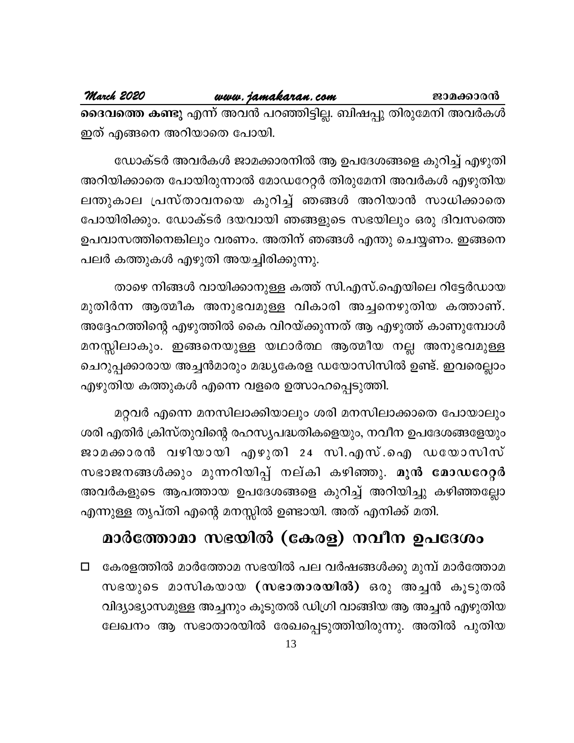**ദൈവത്തെ കണ്ടു** എന്ന് അവൻ പറഞ്ഞിട്ടില്ല. ബിഷപ്പു തിരുമേനി അവർകൾ ഇത് എങ്ങനെ അറിയാതെ പോയി.

ഡോക്ടർ അവർകൾ ജാമക്കാരനിൽ ആ ഉപദേശങ്ങളെ കുറിച്ച് എഴുതി അറിയിക്കാതെ പോയിരുന്നാൽ മോഡറേറ്റർ തിരുമേനി അവർകൾ എഴുതിയ ലന്തുകാല പ്രസ്താവനയെ കുറിച്ച് ഞങ്ങൾ അറിയാൻ സാധിക്കാതെ പോയിരിക്കും. ഡോക്ടർ ദയവായി ഞങ്ങളുടെ സഭയിലും ഒരു ദിവസത്തെ ഉപവാസത്തിനെങ്കിലും വരണം. അതിന് ഞങ്ങൾ എന്തു ചെയ്യണം. ഇങ്ങനെ പലർ കത്തുകൾ എഴുതി അയച്ചിരിക്കുന്നു.

താഴെ നിങ്ങൾ വായിക്കാനുള്ള കത്ത് സി.എസ്.ഐയിലെ റിട്ടേർഡായ മുതിർന്ന ആത്മീക അനുഭവമുള്ള വികാരി അച്ചനെഴുതിയ കത്താണ്. അദ്ദേഹത്തിന്റെ എഴുത്തിൽ കൈ വിറയ്ക്കുന്നത് ആ എഴുത്ത് കാണുമ്പോൾ മനസ്സിലാകും. ഇങ്ങനെയുള്ള യഥാർത്ഥ ആത്മീയ നല്ല അനുഭവമുള്ള ചെറുപ്പക്കാരായ അച്ചൻമാരും മദ്ധ്യകേരള ഡയോസിസിൽ ഉണ്ട്. ഇവരെല്ലാം എഴുതിയ കത്തുകൾ എന്നെ വളരെ ഉത്സാഹപ്പെടുത്തി.

മറ്റവർ എന്നെ മനസിലാക്കിയാലും ശരി മനസിലാക്കാതെ പോയാലും ശരി എതിർ ക്രിസ്തുവിന്റെ രഹസ്യപദ്ധതികളെയും, നവീന ഉപദേശങ്ങളേയും ജാമക്കാരൻ വഴിയായി എഴുതി 24 സി.എസ്.ഐ ഡയോസിസ് സഭാജനങ്ങൾക്കും മുന്നറിയിപ്പ് നല്കി കഴിഞ്ഞു. **മുൻ മോഡറേറ്റർ** അവർകളുടെ ആപത്തായ ഉപദേശങ്ങളെ കുറിച്ച് അറിയിച്ചു കഴിഞ്ഞല്ലോ എന്നുള്ള തൃപ്തി എന്റെ മനസ്സിൽ ഉണ്ടായി. അത് എനിക്ക് മതി.

## മാർത്തോമാ സഭയിൽ (കേരള) നവീന ഉപദേശം

- കേരളത്തിൽ മാർത്തോമ സഭയിൽ പല വർഷങ്ങൾക്കു മുമ്പ് മാർത്തോമ സഭയുടെ മാസികയായ **(സഭാതാരയിൽ)** ഒരു അച്ചൻ കൂടുതൽ വിദ്യാഭ്യാസമുള്ള അച്ചനും കൂടുതൽ ഡിഗ്രി വാങ്ങിയ ആ അച്ചൻ എഴുതിയ ലേഖനം ആ സഭാതാരയിൽ രേഖപ്പെടുത്തിയിരുന്നു. അതിൽ പുതിയ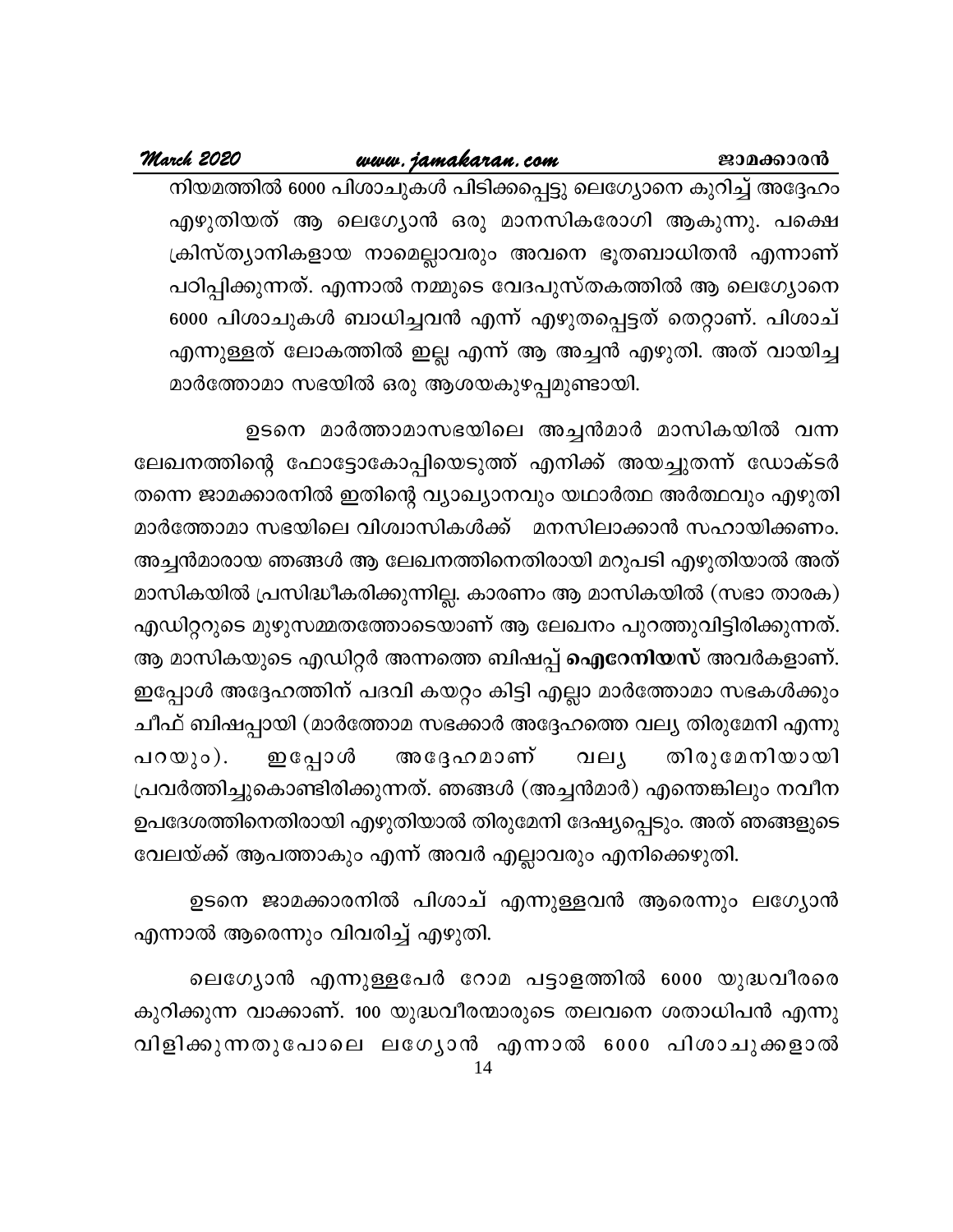നിയമത്തിൽ 6000 പിശാചുകൾ പിടിക്കപ്പെട്ടു ലെഗ്യോനെ കുറിച്ച് അദ്ദേഹം എഴുതിയത് ആ ലെഗ്യോൻ ഒരു മാനസികരോഗി ആകുന്നു. പക്ഷെ ക്രിസ്ത്യാനികളായ നാമെല്ലാവരും അവനെ ഭൂതബാധിതൻ എന്നാണ് പഠിപ്പിക്കുന്നത്. എന്നാൽ നമ്മുടെ വേദപുസ്തകത്തിൽ ആ ലെഗ്യോനെ 6000 പിശാചുകൾ ബാധിച്ചവൻ എന്ന് എഴുതപ്പെട്ടത് തെറ്റാണ്. പിശാച് എന്നുള്ളത് ലോകത്തിൽ ഇല്ല എന്ന് ആ അച്ചൻ എഴുതി. അത് വായിച്ച മാർത്തോമാ സഭയിൽ ഒരു ആശയകുഴപ്പമുണ്ടായി.

ഉടനെ മാർത്താമാസഭയിലെ അച്ചൻമാർ മാസികയിൽ വന്ന ലേഖനത്തിന്റെ ഫോട്ടോകോപ്പിയെടുത്ത് എനിക്ക് അയച്ചുതന്ന് ഡോക്ടർ തന്നെ ജാമക്കാരനിൽ ഇതിന്റെ വ്യാഖ്യാനവും യഥാർത്ഥ അർത്ഥവും എഴുതി മാർത്തോമാ സഭയിലെ വിശ്വാസികൾക്ക് മനസിലാക്കാൻ സഹായിക്കണം. അച്ചൻമാരായ ഞങ്ങൾ ആ ലേഖനത്തിനെതിരായി മറുപടി എഴുതിയാൽ അത് മാസികയിൽ പ്രസിദ്ധീകരിക്കുന്നില്ല. കാരണം ആ മാസികയിൽ (സഭാ താരക) എഡിറ്ററുടെ മുഴുസമ്മതത്തോടെയാണ് ആ ലേഖനം പുറത്തുവിട്ടിരിക്കുന്നത്. ആ മാസികയുടെ എഡിറ്റർ അന്നത്തെ ബിഷപ്പ് **ഐറേനിയസ്** അവർകളാണ്. ഇപ്പോൾ അദ്ദേഹത്തിന് പദവി കയറ്റം കിട്ടി എല്ലാ മാർത്തോമാ സഭകൾക്കും ചീഫ് ബിഷപ്പായി (മാർത്തോമ സഭക്കാർ അദ്ദേഹത്തെ വല്യ തിരുമേനി എന്നു പറയും). ഇപ്പോൾ അദ്ദേഹമാണ് വല്യ തിരുമേനിയായി പ്രവർത്തിച്ചുകൊണ്ടിരിക്കുന്നത്. ഞങ്ങൾ (അച്ചൻമാർ) എന്തെങ്കിലും നവീന ഉപദേശത്തിനെതിരായി എഴുതിയാൽ തിരുമേനി ദേഷ്യപ്പെടും. അത് ഞങ്ങളുടെ വേലയ്ക്ക് ആപത്താകും എന്ന് അവർ എല്ലാവരും എനിക്കെഴുതി.

ഉടനെ ജാമക്കാരനിൽ പിശാച് എന്നുള്ളവൻ ആരെന്നും ലഗ്യോൻ എന്നാൽ ആരെന്നും വിവരിച്ച് എഴുതി.

ലെഗ്യോൻ എന്നുള്ളപേർ റോമ പട്ടാളത്തിൽ 6000 യുദ്ധവീരരെ കുറിക്കുന്ന വാക്കാണ്. 100 യുദ്ധവീരന്മാരുടെ തലവനെ ശതാധിപൻ എന്നു വിളിക്കുന്നതുപോലെ ലഗ്യോൻ എന്നാൽ 6000 പിശാചുക്കളാൽ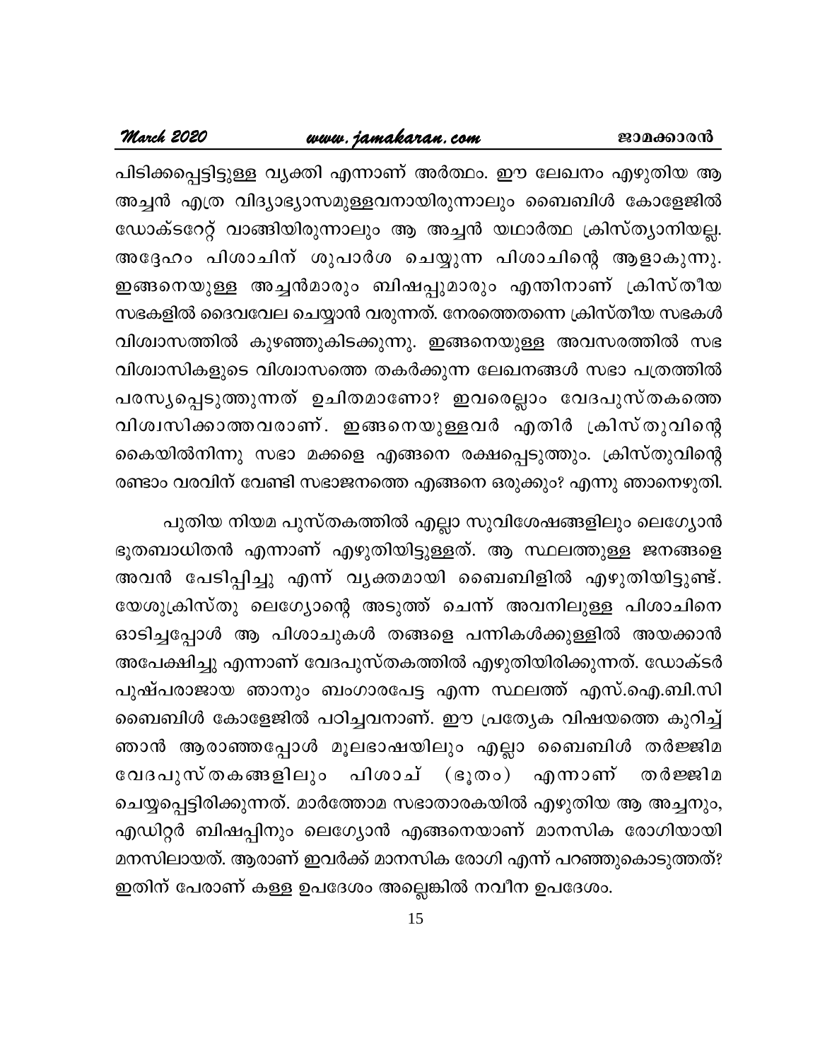പിടിക്കപ്പെട്ടിട്ടുള്ള വ്യക്തി എന്നാണ് അർത്ഥം. ഈ ലേഖനം എഴുതിയ ആ അച്ചൻ എത്ര വിദ്യാഭ്യാസമുള്ളവനായിരുന്നാലും ബൈബിൾ കോളേജിൽ ഡോക്ടറേറ്റ് വാങ്ങിയിരുന്നാലും ആ അച്ചൻ യഥാർത്ഥ ക്രിസ്ത്യാനിയല്ല. അദ്ദേഹം പിശാചിന് ശുപാർശ ചെയ്യുന്ന പിശാചിന്റെ ആളാകുന്നു. ഇങ്ങനെയുള്ള അച്ചൻമാരും ബിഷപ്പുമാരും എന്തിനാണ് ക്രിസ്തീയ സഭകളിൽ ദൈവവേല ചെയ്യാൻ വരുന്നത്. നേരത്തെതന്നെ ക്രിസ്തീയ സഭകൾ വിശ്വാസത്തിൽ കുഴഞ്ഞുകിടക്കുന്നു. ഇങ്ങനെയുള്ള അവസരത്തിൽ സഭ വിശ്വാസികളുടെ വിശ്വാസത്തെ തകർക്കുന്ന ലേഖനങ്ങൾ സഭാ പത്രത്തിൽ പരസ്യപ്പെടുത്തുന്നത് ഉചിതമാണോ? ഇവരെല്ലാം വേദപുസ്തകത്തെ വിശ്വസിക്കാത്തവരാണ്. ഇങ്ങനെയുള്ളവർ എതിർ ക്രിസ്തുവിന്റെ കൈയിൽനിന്നു സഭാ മക്കളെ എങ്ങനെ രക്ഷപ്പെടുത്തും. ക്രിസ്തുവിന്റെ രണ്ടാം വരവിന് വേണ്ടി സഭാജനത്തെ എങ്ങനെ ഒരുക്കും? എന്നു ഞാനെഴുതി.

പുതിയ നിയമ പുസ്തകത്തിൽ എല്ലാ സുവിശേഷങ്ങളിലും ലെഗ്യോൻ ഭൂതബാധിതൻ എന്നാണ് എഴുതിയിട്ടുള്ളത്. ആ സ്ഥലത്തുള്ള ജനങ്ങളെ അവൻ പേടിപ്പിച്ചു എന്ന് വ്യക്തമായി ബൈബിളിൽ എഴുതിയിട്ടുണ്ട്. യേശുക്രിസ്തു ലെഗ്യോന്റെ അടുത്ത് ചെന്ന് അവനിലുള്ള പിശാചിനെ ഓടിച്ചപ്പോൾ ആ പിശാചുകൾ തങ്ങളെ പന്നികൾക്കുള്ളിൽ അയക്കാൻ അപേക്ഷിച്ചു എന്നാണ് വേദപുസ്തകത്തിൽ എഴുതിയിരിക്കുന്നത്. ഡോക്ടർ പുഷ്പരാജായ ഞാനും ബംഗാരപേട്ട എന്ന സ്ഥലത്ത് എസ്.ഐ.ബി.സി ബൈബിൾ കോളേജിൽ പഠിച്ചവനാണ്. ഈ പ്രത്യേക വിഷയത്തെ കുറിച്ച് ഞാൻ ആരാഞ്ഞപ്പോൾ മൂലഭാഷയിലും എല്ലാ ബൈബിൾ തർജ്ജിമ വേദപുസ്തകങ്ങളിലും പിശാച് (ഭൂതം) എന്നാണ് തർജ്ജിമ ചെയ്യപ്പെട്ടിരിക്കുന്നത്. മാർത്തോമ സഭാതാരകയിൽ എഴുതിയ ആ അച്ചനും, എഡിറ്റർ ബിഷപ്പിനും ലെഗ്യോൻ എങ്ങനെയാണ് മാനസിക രോഗിയായി മനസിലായത്. ആരാണ് ഇവർക്ക് മാനസിക രോഗി എന്ന് പറഞ്ഞുകൊടുത്തത്? ഇതിന് പേരാണ് കള്ള ഉപദേശം അല്ലെങ്കിൽ നവീന ഉപദേശം.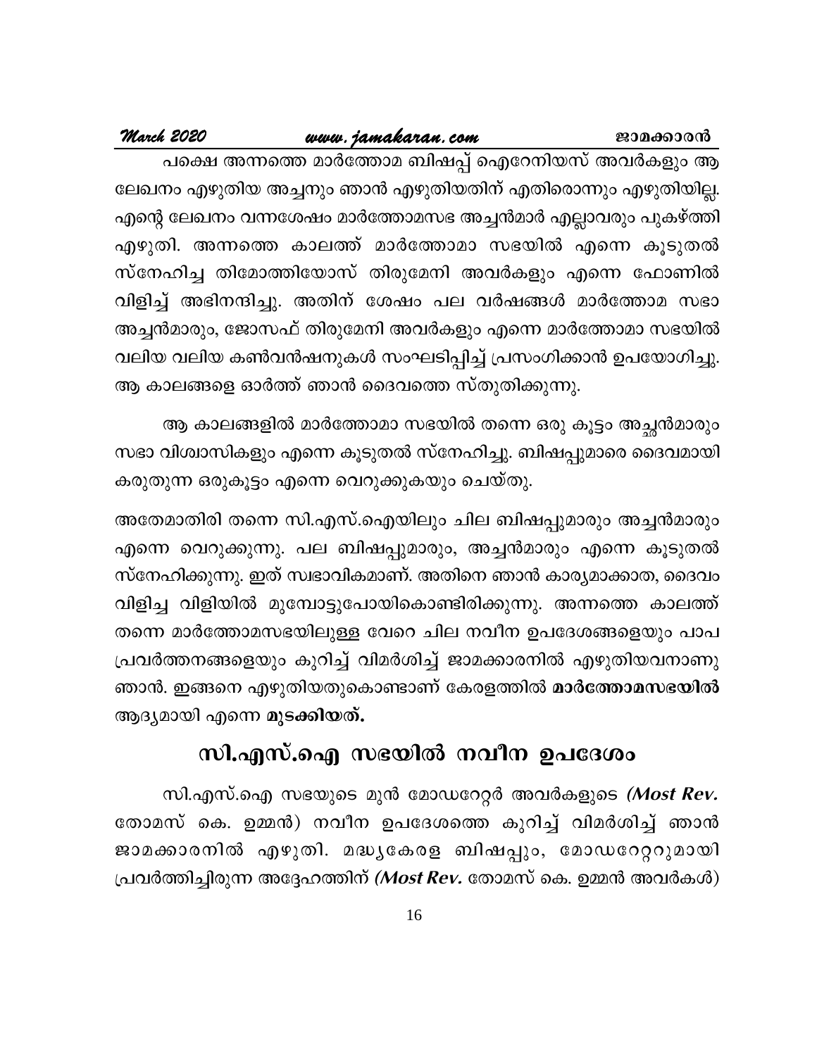പക്ഷെ അന്നത്തെ മാർത്തോമ ബിഷപ്പ് ഐറേനിയസ് അവർകളും ആ ലേഖനം എഴുതിയ അച്ചനും ഞാൻ എഴുതിയതിന് എതിരൊന്നും എഴുതിയില്ല. എന്റെ ലേഖനം വന്നശേഷം മാർത്തോമസഭ അച്ചൻമാർ എല്ലാവരും പുകഴ്ത്തി എഴുതി. അന്നത്തെ കാലത്ത് മാർത്തോമാ സഭയിൽ എന്നെ കൂടുതൽ സ്നേഹിച്ച തിമോത്തിയോസ് തിരുമേനി അവർകളും എന്നെ ഫോണിൽ വിളിച്ച് അഭിനന്ദിച്ചു. അതിന് ശേഷം പല വർഷങ്ങൾ മാർത്തോമ സഭാ അച്ചൻമാരും, ജോസഫ് തിരുമേനി അവർകളും എന്നെ മാർത്തോമാ സഭയിൽ വലിയ വലിയ കൺവൻഷനുകൾ സംഘടിപ്പിച്ച് പ്രസംഗിക്കാൻ ഉപയോഗിച്ചു. ആ കാലങ്ങളെ ഓർത്ത് ഞാൻ ദൈവത്തെ സ്തുതിക്കുന്നു.

ആ കാലങ്ങളിൽ മാർത്തോമാ സഭയിൽ തന്നെ ഒരു കൂട്ടം അച്ഛൻമാരും സഭാ വിശ്വാസികളും എന്നെ കൂടുതൽ സ്നേഹിച്ചു. ബിഷപ്പുമാരെ ദൈവമായി കരുതുന്ന ഒരുകൂട്ടം എന്നെ വെറുക്കുകയും ചെയ്തു.

അതേമാതിരി തന്നെ സി.എസ്.ഐയിലും ചില ബിഷപ്പുമാരും അച്ചൻമാരും എന്നെ വെറുക്കുന്നു. പല ബിഷപ്പുമാരും, അച്ചൻമാരും എന്നെ കൂടുതൽ സ്നേഹിക്കുന്നു. ഇത് സ്വഭാവികമാണ്. അതിനെ ഞാൻ കാര്യമാക്കാതെ, ദൈവം വിളിച്ച വിളിയിൽ മുമ്പോട്ടുപോയികൊണ്ടിരിക്കുന്നു. അന്നത്തെ കാലത്ത് തന്നെ മാർത്തോമസഭയിലുള്ള വേറെ ചില നവീന ഉപദേശങ്ങളെയും പാപ പ്രവർത്തനങ്ങളെയും കുറിച്ച് വിമർശിച്ച് ജാമക്കാരനിൽ എഴുതിയവനാണു ഞാൻ. ഇങ്ങനെ എഴുതിയതുകൊണ്ടാണ് കേരളത്തിൽ **മാർത്തോമസഭയിൽ** ആദ്യമായി എന്നെ **മുടക്കിയത്.**

## സി.എസ്.ഐ സഭയിൽ നവീന ഉപദേശം

സി.എസ്.ഐ സഭയുടെ മുൻ മോഡറേറ്റർ അവർകളുടെ ***(Most Rev.*** തോമസ് കെ. ഉമ്മൻ) നവീന ഉപദേശത്തെ കുറിച്ച് വിമർശിച്ച് ഞാൻ ജാമക്കാരനിൽ എഴുതി. മദ്ധ്യകേരള ബിഷപ്പും, മോഡറേറ്ററുമായി പ്രവർത്തിച്ചിരുന്ന അദ്ദേഹത്തിന് ***(Most Rev.*** തോമസ് കെ. ഉമ്മൻ അവർകൾ)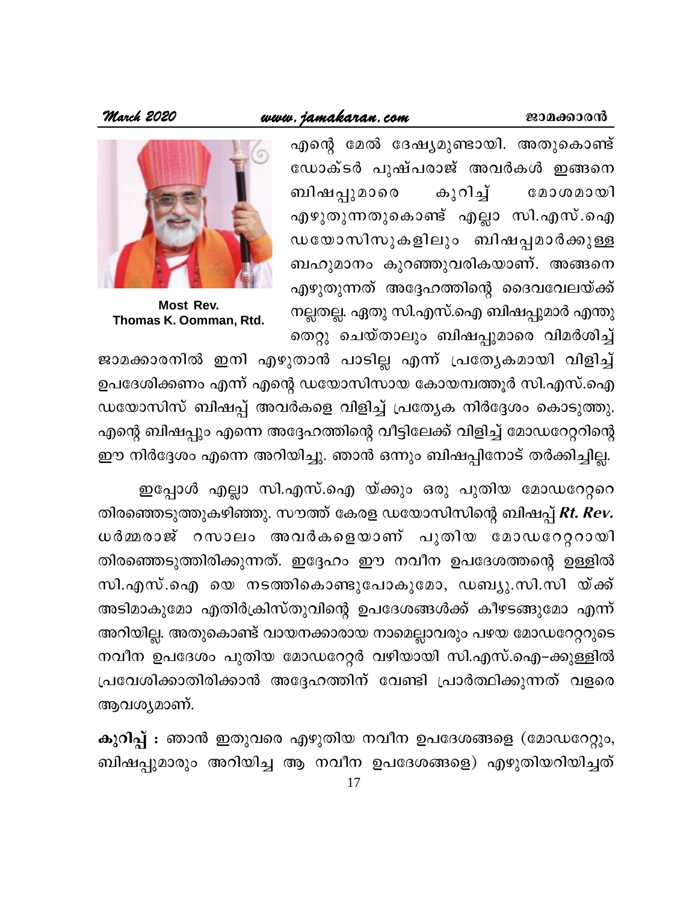Most Rev.
Thomas K. Oomman, Rtd.

എന്റെ മേൽ ദേഷ്യമുണ്ടായി. അതുകൊണ്ട് ഡോക്ടർ പുഷ്പരാജ് അവർകൾ ഇങ്ങനെ ബിഷപ്പുമാരെ കുറിച്ച് മോശമായി എഴുതുന്നതുകൊണ്ട് എല്ലാ സി.എസ്.ഐ ഡയോസിസുകളിലും ബിഷപ്പമാർക്കുള്ള ബഹുമാനം കുറഞ്ഞുവരികയാണ്. അങ്ങനെ എഴുതുന്നത് അദ്ദേഹത്തിന്റെ ദൈവവേലയ്ക്ക് നല്ലതല്ല. ഏതു സി.എസ്.ഐ ബിഷപ്പുമാർ എന്തു തെറ്റു ചെയ്താലും ബിഷപ്പുമാരെ വിമർശിച്ച് ജാമക്കാരനിൽ ഇനി എഴുതാൻ പാടില്ല എന്ന് പ്രത്യേകമായി വിളിച്ച് ഉപദേശിക്കണം എന്ന് എന്റെ ഡയോസിസായ കോയമ്പത്തൂർ സി.എസ്.ഐ ഡയോസിസ് ബിഷപ്പ് അവർകളെ വിളിച്ച് പ്രത്യേക നിർദ്ദേശം കൊടുത്തു. എന്റെ ബിഷപ്പും എന്നെ അദ്ദേഹത്തിന്റെ വീട്ടിലേക്ക് വിളിച്ച് മോഡറേറ്ററിന്റെ ഈ നിർദ്ദേശം എന്നെ അറിയിച്ചു. ഞാൻ ഒന്നും ബിഷപ്പിനോട് തർക്കിച്ചില്ല.

ഇപ്പോൾ എല്ലാ സി.എസ്.ഐ യ്ക്കും ഒരു പുതിയ മോഡറേറ്ററെ തിരഞ്ഞെടുത്തുകഴിഞ്ഞു. സൗത്ത് കേരള ഡയോസിസിന്റെ ബിഷപ്പ് ***Rt. Rev.*** ധർമ്മരാജ് റസാലം അവർകളെയാണ് പുതിയ മോഡറേറ്ററായി തിരഞ്ഞെടുത്തിരിക്കുന്നത്. ഇദ്ദേഹം ഈ നവീന ഉപദേശത്തന്റെ ഉള്ളിൽ സി.എസ്.ഐ യെ നടത്തികൊണ്ടുപോകുമോ, ഡബ്യു.സി.സി യ്ക്ക് അടിമാകുമോ എതിർക്രിസ്തുവിന്റെ ഉപദേശങ്ങൾക്ക് കീഴടങ്ങുമോ എന്ന് അറിയില്ല. അതുകൊണ്ട് വായനക്കാരായ നാമെല്ലാവരും പഴയ മോഡറേറ്ററുടെ നവീന ഉപദേശം പുതിയ മോഡറേറ്റർ വഴിയായി സി.എസ്.ഐ–ക്കുള്ളിൽ പ്രവേശിക്കാതിരിക്കാൻ അദ്ദേഹത്തിന് വേണ്ടി പ്രാർത്ഥിക്കുന്നത് വളരെ ആവശ്യമാണ്.

**കുറിപ്പ് :** ഞാൻ ഇതുവരെ എഴുതിയ നവീന ഉപദേശങ്ങളെ (മോഡറേറ്റും, ബിഷപ്പുമാരും അറിയിച്ച ആ നവീന ഉപദേശങ്ങളെ) എഴുതിയറിയിച്ചത്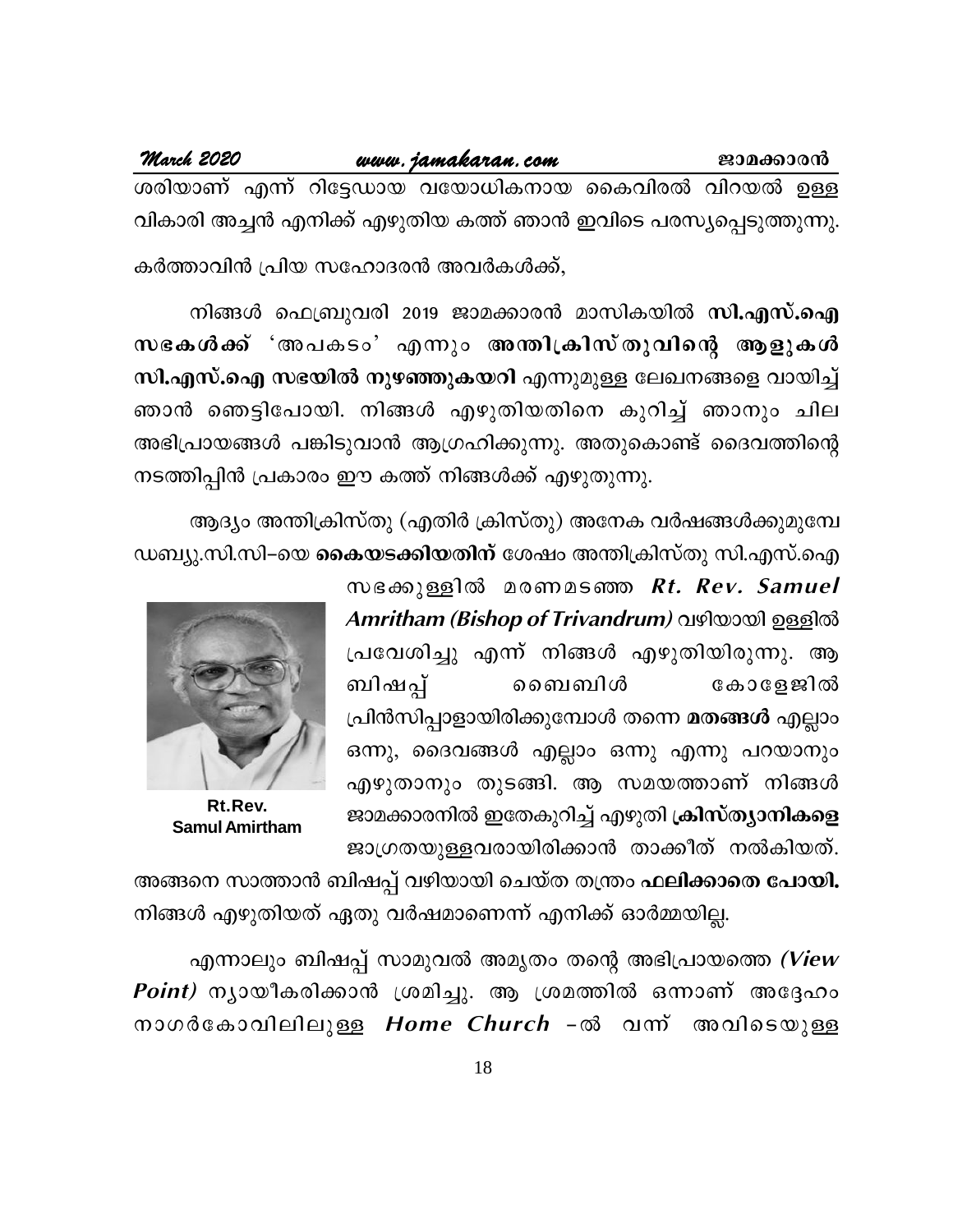ശരിയാണ് എന്ന് റിട്ടേഡായ വയോധികനായ കൈവിരൽ വിറയൽ ഉള്ള വികാരി അച്ചൻ എനിക്ക് എഴുതിയ കത്ത് ഞാൻ ഇവിടെ പരസ്യപ്പെടുത്തുന്നു.

കർത്താവിൻ പ്രിയ സഹോദരൻ അവർകൾക്ക്,

നിങ്ങൾ ഫെബ്രുവരി 2019 ജാമക്കാരൻ മാസികയിൽ **സി.എസ്.ഐ സഭകൾക്ക്** 'അപകടം' എന്നും **അന്തിക്രിസ്തുവിന്റെ ആളുകൾ സി.എസ്.ഐ സഭയിൽ നുഴഞ്ഞുകയറി** എന്നുമുള്ള ലേഖനങ്ങളെ വായിച്ച് ഞാൻ ഞെട്ടിപോയി. നിങ്ങൾ എഴുതിയതിനെ കുറിച്ച് ഞാനും ചില അഭിപ്രായങ്ങൾ പങ്കിടുവാൻ ആഗ്രഹിക്കുന്നു. അതുകൊണ്ട് ദൈവത്തിന്റെ നടത്തിപ്പിൻ പ്രകാരം ഈ കത്ത് നിങ്ങൾക്ക് എഴുതുന്നു.

ആദ്യം അന്തിക്രിസ്തു (എതിർ ക്രിസ്തു) അനേക വർഷങ്ങൾക്കുമുമ്പേ ഡബ്യു.സി.സി–യെ **കൈയടക്കിയതിന്** ശേഷം അന്തിക്രിസ്തു സി.എസ്.ഐ സഭക്കുള്ളിൽ മരണമടഞ്ഞ ***Rt. Rev. Samuel Amritham (Bishop of Trivandrum)*** വഴിയായി ഉള്ളിൽ പ്രവേശിച്ചു എന്ന് നിങ്ങൾ എഴുതിയിരുന്നു. ആ ബിഷപ്പ് ബൈബിൾ കോളേജിൽ പ്രിൻസിപ്പാളായിരിക്കുമ്പോൾ തന്നെ **മതങ്ങൾ** എല്ലാം ഒന്നു, ദൈവങ്ങൾ എല്ലാം ഒന്നു എന്നു പറയാനും എഴുതാനും തുടങ്ങി. ആ സമയത്താണ് നിങ്ങൾ ജാമക്കാരനിൽ ഇതേകുറിച്ച് എഴുതി **ക്രിസ്ത്യാനികളെ** ജാഗ്രതയുള്ളവരായിരിക്കാൻ താക്കീത് നൽകിയത്.

**Rt.Rev. Samul Amirtham**

അങ്ങനെ സാത്താൻ ബിഷപ്പ് വഴിയായി ചെയ്ത തന്ത്രം **ഫലിക്കാതെ പോയി.** നിങ്ങൾ എഴുതിയത് ഏതു വർഷമാണെന്ന് എനിക്ക് ഓർമ്മയില്ല.

എന്നാലും ബിഷപ്പ് സാമുവൽ അമൃതം തന്റെ അഭിപ്രായത്തെ ***(View Point)*** ന്യായീകരിക്കാൻ ശ്രമിച്ചു. ആ ശ്രമത്തിൽ ഒന്നാണ് അദ്ദേഹം നാഗർകോവിലിലുള്ള ***Home Church*** –ൽ വന്ന് അവിടെയുള്ള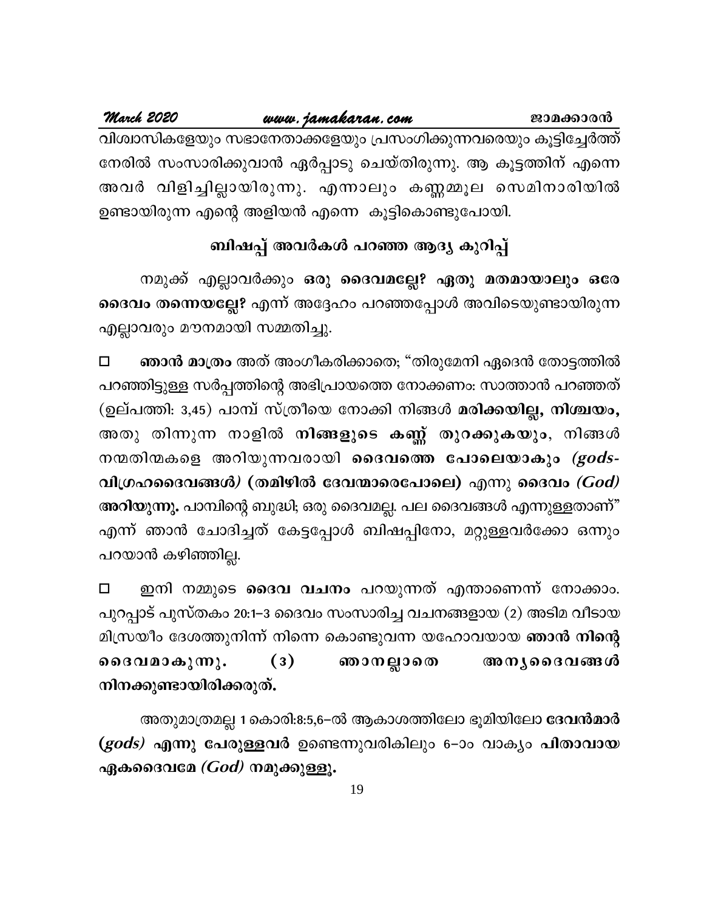വിശ്വാസികളേയും സഭാനേതാക്കളേയും പ്രസംഗിക്കുന്നവരെയും കൂട്ടിച്ചേർത്ത് നേരിൽ സംസാരിക്കുവാൻ ഏർപ്പാടു ചെയ്തിരുന്നു. ആ കൂട്ടത്തിന് എന്നെ അവർ വിളിച്ചില്ലായിരുന്നു. എന്നാലും കണ്ണമ്മൂല സെമിനാരിയിൽ ഉണ്ടായിരുന്ന എന്റെ അളിയൻ എന്നെ കൂട്ടികൊണ്ടുപോയി.

## ബിഷപ്പ് അവർകൾ പറഞ്ഞ ആദ്യ കുറിപ്പ്

നമുക്ക് എല്ലാവർക്കും **ഒരു ദൈവമല്ലേ? ഏതു മതമായാലും ഒരേ ദൈവം തന്നെയല്ലേ?** എന്ന് അദ്ദേഹം പറഞ്ഞപ്പോൾ അവിടെയുണ്ടായിരുന്ന എല്ലാവരും മൗനമായി സമ്മതിച്ചു.

□ **ഞാൻ മാത്രം** അത് അംഗീകരിക്കാതെ; "തിരുമേനി ഏദെൻ തോട്ടത്തിൽ പറഞ്ഞിട്ടുള്ള സർപ്പത്തിന്റെ അഭിപ്രായത്തെ നോക്കണം: സാത്താൻ പറഞ്ഞത് (ഉല്പത്തി: 3,45) പാമ്പ് സ്ത്രീയെ നോക്കി നിങ്ങൾ **മരിക്കയില്ല, നിശ്ചയം,** അതു തിന്നുന്ന നാളിൽ **നിങ്ങളുടെ കണ്ണ് തുറക്കുകയും**, നിങ്ങൾ നന്മതിന്മകളെ അറിയുന്നവരായി **ദൈവത്തെ പോലെയാകും *(gods-* വിഗ്രഹദൈവങ്ങൾ*)* (തമിഴിൽ ദേവന്മാരെപോലെ)** എന്നു **ദൈവം *(God)* അറിയുന്നു.** പാമ്പിന്റെ ബുദ്ധി; ഒരു ദൈവമല്ല. പല ദൈവങ്ങൾ എന്നുള്ളതാണ്" എന്ന് ഞാൻ ചോദിച്ചത് കേട്ടപ്പോൾ ബിഷപ്പിനോ, മറ്റുള്ളവർക്കോ ഒന്നും പറയാൻ കഴിഞ്ഞില്ല.

□ ഇനി നമ്മുടെ **ദൈവ വചനം** പറയുന്നത് എന്താണെന്ന് നോക്കാം. പുറപ്പാട് പുസ്തകം 20:1–3 ദൈവം സംസാരിച്ച വചനങ്ങളായ (2) അടിമ വീടായ മിസ്രയീം ദേശത്തുനിന്ന് നിന്നെ കൊണ്ടുവന്ന യഹോവയായ **ഞാൻ നിന്റെ ദൈവമാകുന്നു. (3) ഞാനല്ലാതെ അന്യദൈവങ്ങൾ നിനക്കുണ്ടായിരിക്കരുത്.**

അതുമാത്രമല്ല 1 കൊരി:8:5,6–ൽ ആകാശത്തിലോ ഭൂമിയിലോ **ദേവൻമാർ *(gods)* എന്നു പേരുള്ളവർ** ഉണ്ടെന്നുവരികിലും 6–ാം വാക്യം **പിതാവായ ഏകദൈവമേ *(God)* നമുക്കുള്ളൂ.**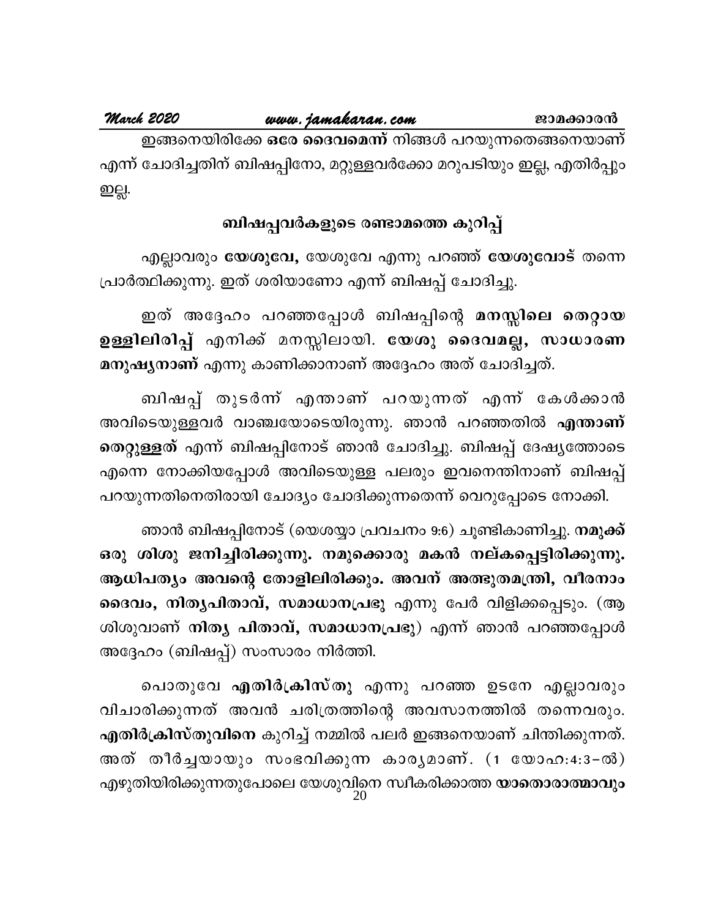ഇങ്ങനെയിരിക്കേ **ഒരേ ദൈവമെന്ന്** നിങ്ങൾ പറയുന്നതെങ്ങനെയാണ് എന്ന് ചോദിച്ചതിന് ബിഷപ്പിനോ, മറ്റുള്ളവർക്കോ മറുപടിയും ഇല്ല, എതിർപ്പും ഇല്ല.

### ബിഷപ്പവർകളുടെ രണ്ടാമത്തെ കുറിപ്പ്

എല്ലാവരും **യേശുവേ,** യേശുവേ എന്നു പറഞ്ഞ് **യേശുവോട്** തന്നെ പ്രാർത്ഥിക്കുന്നു. ഇത് ശരിയാണോ എന്ന് ബിഷപ്പ് ചോദിച്ചു.

ഇത് അദ്ദേഹം പറഞ്ഞപ്പോൾ ബിഷപ്പിന്റെ **മനസ്സിലെ തെറ്റായ ഉള്ളിലിരിപ്പ്** എനിക്ക് മനസ്സിലായി. **യേശു ദൈവമല്ല, സാധാരണ മനുഷ്യനാണ്** എന്നു കാണിക്കാനാണ് അദ്ദേഹം അത് ചോദിച്ചത്.

ബിഷപ്പ് തുടർന്ന് എന്താണ് പറയുന്നത് എന്ന് കേൾക്കാൻ അവിടെയുള്ളവർ വാഞ്ചയോടെയിരുന്നു. ഞാൻ പറഞ്ഞതിൽ **എന്താണ് തെറ്റുള്ളത്** എന്ന് ബിഷപ്പിനോട് ഞാൻ ചോദിച്ചു. ബിഷപ്പ് ദേഷ്യത്തോടെ എന്നെ നോക്കിയപ്പോൾ അവിടെയുള്ള പലരും ഇവനെന്തിനാണ് ബിഷപ്പ് പറയുന്നതിനെതിരായി ചോദ്യം ചോദിക്കുന്നതെന്ന് വെറുപ്പോടെ നോക്കി.

ഞാൻ ബിഷപ്പിനോട് (യെശയ്യാ പ്രവചനം 9:6) ചൂണ്ടികാണിച്ചു. **നമുക്ക് ഒരു ശിശു ജനിച്ചിരിക്കുന്നു. നമുക്കൊരു മകൻ നല്കപ്പെട്ടിരിക്കുന്നു. ആധിപത്യം അവന്റെ തോളിലിരിക്കും. അവന് അത്ഭുതമന്ത്രി, വീരനാം ദൈവം, നിത്യപിതാവ്, സമാധാനപ്രഭു** എന്നു പേർ വിളിക്കപ്പെടും. (ആ ശിശുവാണ് **നിത്യ പിതാവ്, സമാധാനപ്രഭു**) എന്ന് ഞാൻ പറഞ്ഞപ്പോൾ അദ്ദേഹം (ബിഷപ്പ്) സംസാരം നിർത്തി.

പൊതുവേ **എതിർക്രിസ്തു** എന്നു പറഞ്ഞ ഉടനേ എല്ലാവരും വിചാരിക്കുന്നത് അവൻ ചരിത്രത്തിന്റെ അവസാനത്തിൽ തന്നെവരും. **എതിർക്രിസ്തുവിനെ** കുറിച്ച് നമ്മിൽ പലർ ഇങ്ങനെയാണ് ചിന്തിക്കുന്നത്. അത് തീർച്ചയായും സംഭവിക്കുന്ന കാര്യമാണ്. (1 യോഹ:4:3–ൽ) എഴുതിയിരിക്കുന്നതുപോലെ യേശുവിനെ സ്വീകരിക്കാത്ത **യാതൊരാത്മാവും**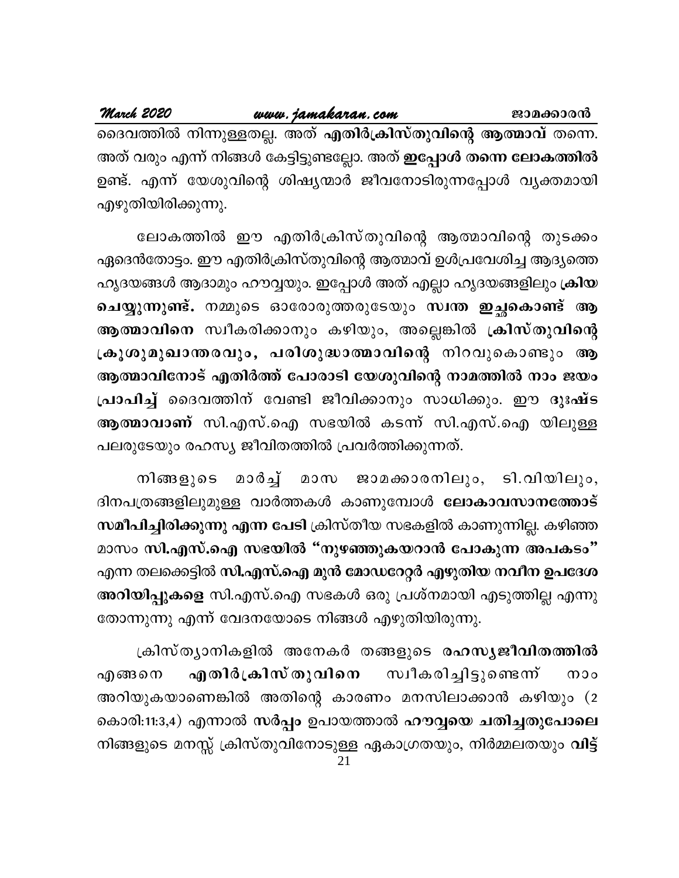ദൈവത്തിൽ നിന്നുള്ളതല്ല. അത് **എതിർക്രിസ്തുവിന്റെ ആത്മാവ്** തന്നെ. അത് വരും എന്ന് നിങ്ങൾ കേട്ടിട്ടുണ്ടല്ലോ. അത് **ഇപ്പോൾ തന്നെ ലോകത്തിൽ** ഉണ്ട്. എന്ന് യേശുവിന്റെ ശിഷ്യന്മാർ ജീവനോടിരുന്നപ്പോൾ വ്യക്തമായി എഴുതിയിരിക്കുന്നു.

ലോകത്തിൽ ഈ എതിർക്രിസ്തുവിന്റെ ആത്മാവിന്റെ തുടക്കം ഏദെൻതോട്ടം. ഈ എതിർക്രിസ്തുവിന്റെ ആത്മാവ് ഉൾപ്രവേശിച്ച ആദ്യത്തെ ഹൃദയങ്ങൾ ആദാമും ഹൗവ്വയും. ഇപ്പോൾ അത് എല്ലാ ഹൃദയങ്ങളിലും **ക്രിയ ചെയ്യുന്നുണ്ട്.** നമ്മുടെ ഓരോരുത്തരുടേയും **സ്വന്ത ഇച്ഛകൊണ്ട് ആ ആത്മാവിനെ** സ്വീകരിക്കാനും കഴിയും, അല്ലെങ്കിൽ **ക്രിസ്തുവിന്റെ ക്രൂശുമുഖാന്തരവും, പരിശുദ്ധാത്മാവിന്റെ** നിറവുകൊണ്ടും **ആ ആത്മാവിനോട് എതിർത്ത് പോരാടി യേശുവിന്റെ നാമത്തിൽ നാം ജയം പ്രാപിച്ച്** ദൈവത്തിന് വേണ്ടി ജീവിക്കാനും സാധിക്കും. ഈ **ദുഃഷ്ട ആത്മാവാണ്** സി.എസ്.ഐ സഭയിൽ കടന്ന് സി.എസ്.ഐ യിലുള്ള പലരുടേയും രഹസ്യ ജീവിതത്തിൽ പ്രവർത്തിക്കുന്നത്.

നിങ്ങളുടെ മാർച്ച് മാസ ജാമക്കാരനിലും, ടി.വിയിലും, ദിനപത്രങ്ങളിലുമുള്ള വാർത്തകൾ കാണുമ്പോൾ **ലോകാവസാനത്തോട് സമീപിച്ചിരിക്കുന്നു എന്ന പേടി** ക്രിസ്തീയ സഭകളിൽ കാണുന്നില്ല. കഴിഞ്ഞ മാസം **സി.എസ്.ഐ സഭയിൽ "നുഴഞ്ഞുകയറാൻ പോകുന്ന അപകടം"** എന്ന തലക്കെട്ടിൽ **സി.എസ്.ഐ മുൻ മോഡറേറ്റർ എഴുതിയ നവീന ഉപദേശ അറിയിപ്പുകളെ** സി.എസ്.ഐ സഭകൾ ഒരു പ്രശ്നമായി എടുത്തില്ല എന്നു തോന്നുന്നു എന്ന് വേദനയോടെ നിങ്ങൾ എഴുതിയിരുന്നു.

ക്രിസ്ത്യാനികളിൽ അനേകർ തങ്ങളുടെ **രഹസ്യജീവിതത്തിൽ** എങ്ങനെ **എതിർക്രിസ്തുവിനെ** സ്വീകരിച്ചിട്ടുണ്ടെന്ന് നാം അറിയുകയാണെങ്കിൽ അതിന്റെ കാരണം മനസിലാക്കാൻ കഴിയും (2 കൊരി:11:3,4) എന്നാൽ **സർപ്പം** ഉപായത്താൽ **ഹൗവ്വയെ ചതിച്ചതുപോലെ** നിങ്ങളുടെ മനസ്സ് ക്രിസ്തുവിനോടുള്ള ഏകാഗ്രതയും, നിർമ്മലതയും **വിട്ട്**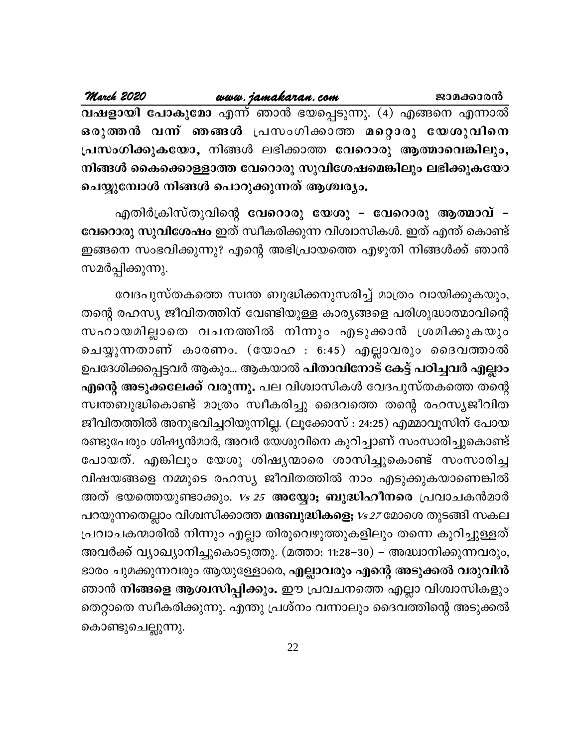**വഷളായി പോകുമോ** എന്ന് ഞാൻ ഭയപ്പെടുന്നു. (4) എങ്ങനെ എന്നാൽ **ഒരുത്തൻ വന്ന് ഞങ്ങൾ** പ്രസംഗിക്കാത്ത **മറ്റൊരു യേശുവിനെ പ്രസംഗിക്കുകയോ,** നിങ്ങൾ ലഭിക്കാത്ത **വേറൊരു ആത്മാവെങ്കിലും, നിങ്ങൾ കൈക്കൊള്ളാത്ത വേറൊരു സുവിശേഷമെങ്കിലും ലഭിക്കുകയോ ചെയ്യുമ്പോൾ നിങ്ങൾ പൊറുക്കുന്നത് ആശ്ചര്യം.**

എതിർക്രിസ്തുവിന്റെ **വേറൊരു യേശു – വേറൊരു ആത്മാവ് – വേറൊരു സുവിശേഷം** ഇത് സ്വീകരിക്കുന്ന വിശ്വാസികൾ. ഇത് എന്ത് കൊണ്ട് ഇങ്ങനെ സംഭവിക്കുന്നു? എന്റെ അഭിപ്രായത്തെ എഴുതി നിങ്ങൾക്ക് ഞാൻ സമർപ്പിക്കുന്നു.

വേദപുസ്തകത്തെ സ്വന്ത ബുദ്ധിക്കനുസരിച്ച് മാത്രം വായിക്കുകയും, തന്റെ രഹസ്യ ജീവിതത്തിന് വേണ്ടിയുള്ള കാര്യങ്ങളെ പരിശുദ്ധാത്മാവിന്റെ സഹായമില്ലാതെ വചനത്തിൽ നിന്നും എടുക്കാൻ ശ്രമിക്കുകയും ചെയ്യുന്നതാണ് കാരണം. (യോഹ : 6:45) എല്ലാവരും ദൈവത്താൽ ഉപദേശിക്കപ്പെട്ടവർ ആകും... ആകയാൽ **പിതാവിനോട് കേട്ട് പഠിച്ചവർ എല്ലാം എന്റെ അടുക്കലേക്ക് വരുന്നു.** പല വിശ്വാസികൾ വേദപുസ്തകത്തെ തന്റെ സ്വന്തബുദ്ധികൊണ്ട് മാത്രം സ്വീകരിച്ചു ദൈവത്തെ തന്റെ രഹസ്യജീവിത ജീവിതത്തിൽ അനുഭവിച്ചറിയുന്നില്ല. (ലൂക്കോസ് : 24:25) എമ്മാവൂസിന് പോയ രണ്ടുപേരും ശിഷ്യൻമാർ, അവർ യേശുവിനെ കുറിച്ചാണ് സംസാരിച്ചുകൊണ്ട് പോയത്. എങ്കിലും യേശു ശിഷ്യന്മാരെ ശാസിച്ചുകൊണ്ട് സംസാരിച്ച വിഷയങ്ങളെ നമ്മുടെ രഹസ്യ ജീവിതത്തിൽ നാം എടുക്കുകയാണെങ്കിൽ അത് ഭയത്തെയുണ്ടാക്കും. *Vs 25* **അയ്യോ; ബുദ്ധിഹീനരെ** പ്രവാചകൻമാർ പറയുന്നതെല്ലാം വിശ്വസിക്കാത്ത **മന്ദബുദ്ധികളെ;** *Vs 27* മോശെ തുടങ്ങി സകല പ്രവാചകന്മാരിൽ നിന്നും എല്ലാ തിരുവെഴുത്തുകളിലും തന്നെ കുറിച്ചുള്ളത് അവർക്ക് വ്യാഖ്യാനിച്ചുകൊടുത്തു. (മത്താ: 11:28–30) – അദ്ധ്വാനിക്കുന്നവരും, ഭാരം ചുമക്കുന്നവരും ആയുള്ളോരെ, **എല്ലാവരും എന്റെ അടുക്കൽ വരുവിൻ** ഞാൻ **നിങ്ങളെ ആശ്വസിപ്പിക്കും.** ഈ പ്രവചനത്തെ എല്ലാ വിശ്വാസികളും തെറ്റാതെ സ്വീകരിക്കുന്നു. എന്തു പ്രശ്നം വന്നാലും ദൈവത്തിന്റെ അടുക്കൽ കൊണ്ടുചെല്ലുന്നു.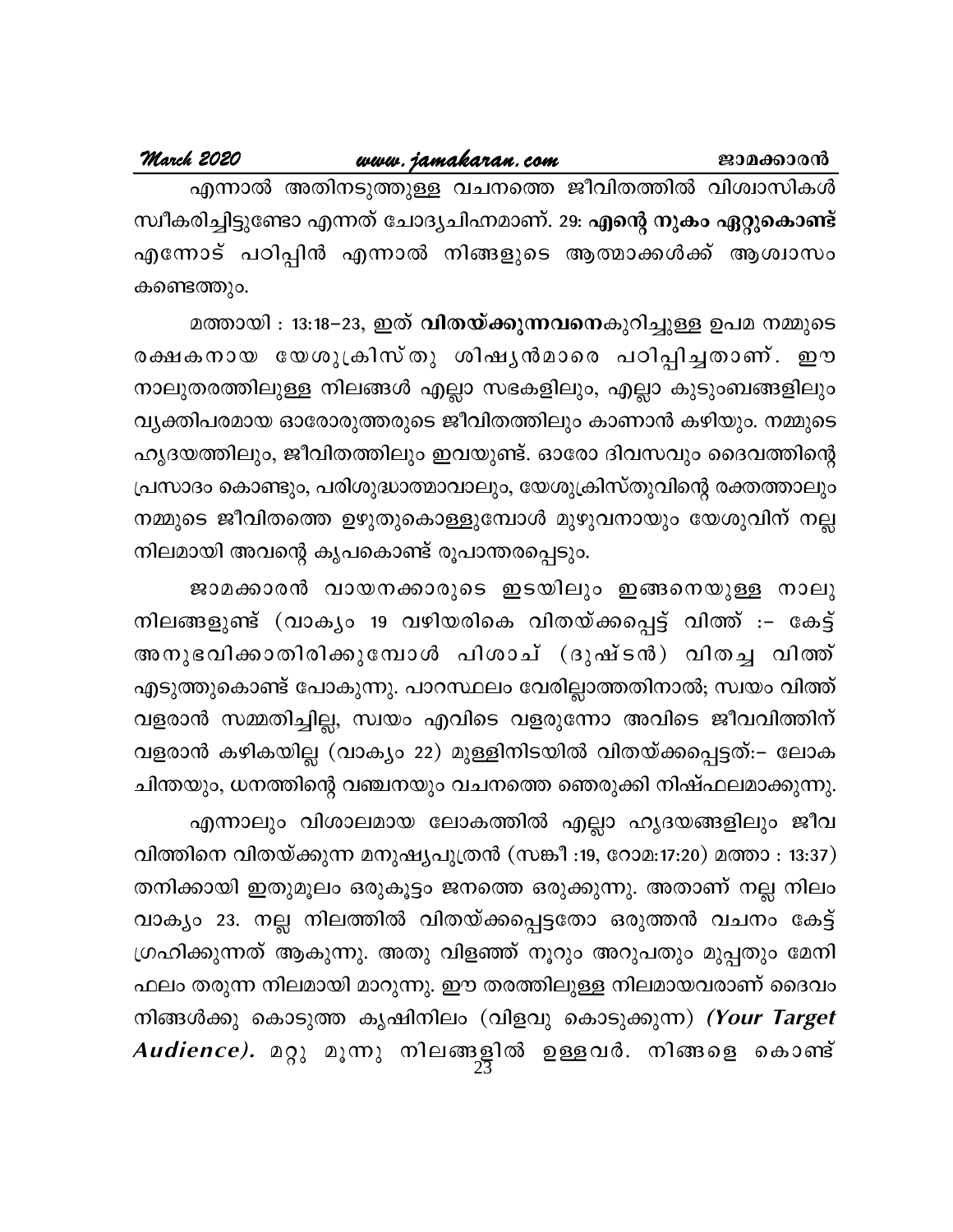എന്നാൽ അതിനടുത്തുള്ള വചനത്തെ ജീവിതത്തിൽ വിശ്വാസികൾ സ്വീകരിച്ചിട്ടുണ്ടോ എന്നത് ചോദ്യചിഹ്നമാണ്. 29: **എന്റെ നുകം ഏറ്റുകൊണ്ട്** എന്നോട് പഠിപ്പിൻ എന്നാൽ നിങ്ങളുടെ ആത്മാക്കൾക്ക് ആശ്വാസം കണ്ടെത്തും.

മത്തായി : 13:18–23, ഇത് **വിതയ്ക്കുന്നവനെ**കുറിച്ചുള്ള ഉപമ നമ്മുടെ രക്ഷകനായ യേശുക്രിസ്തു ശിഷ്യൻമാരെ പഠിപ്പിച്ചതാണ്. ഈ നാലുതരത്തിലുള്ള നിലങ്ങൾ എല്ലാ സഭകളിലും, എല്ലാ കുടുംബങ്ങളിലും വ്യക്തിപരമായ ഓരോരുത്തരുടെ ജീവിതത്തിലും കാണാൻ കഴിയും. നമ്മുടെ ഹൃദയത്തിലും, ജീവിതത്തിലും ഇവയുണ്ട്. ഓരോ ദിവസവും ദൈവത്തിന്റെ പ്രസാദം കൊണ്ടും, പരിശുദ്ധാത്മാവാലും, യേശുക്രിസ്തുവിന്റെ രക്തത്താലും നമ്മുടെ ജീവിതത്തെ ഉഴുതുകൊള്ളുമ്പോൾ മുഴുവനായും യേശുവിന് നല്ല നിലമായി അവന്റെ കൃപകൊണ്ട് രൂപാന്തരപ്പെടും.

ജാമക്കാരൻ വായനക്കാരുടെ ഇടയിലും ഇങ്ങനെയുള്ള നാലു നിലങ്ങളുണ്ട് (വാക്യം 19 വഴിയരികെ വിതയ്ക്കപ്പെട്ട് വിത്ത് :– കേട്ട് അനുഭവിക്കാതിരിക്കുമ്പോൾ പിശാച് (ദുഷ്ടൻ) വിതച്ച വിത്ത് എടുത്തുകൊണ്ട് പോകുന്നു. പാറസ്ഥലം വേരില്ലാത്തതിനാൽ; സ്വയം വിത്ത് വളരാൻ സമ്മതിച്ചില്ല, സ്വയം എവിടെ വളരുന്നോ അവിടെ ജീവവിത്തിന് വളരാൻ കഴികയില്ല (വാക്യം 22) മുള്ളിനിടയിൽ വിതയ്ക്കപ്പെട്ടത്:– ലോക ചിന്തയും, ധനത്തിന്റെ വഞ്ചനയും വചനത്തെ ഞെരുക്കി നിഷ്ഫലമാക്കുന്നു.

എന്നാലും വിശാലമായ ലോകത്തിൽ എല്ലാ ഹൃദയങ്ങളിലും ജീവ വിത്തിനെ വിതയ്ക്കുന്ന മനുഷ്യപുത്രൻ (സങ്കീ :19, റോമ:17:20) മത്താ : 13:37) തനിക്കായി ഇതുമൂലം ഒരുകൂട്ടം ജനത്തെ ഒരുക്കുന്നു. അതാണ് നല്ല നിലം വാക്യം 23. നല്ല നിലത്തിൽ വിതയ്ക്കപ്പെട്ടതോ ഒരുത്തൻ വചനം കേട്ട് ഗ്രഹിക്കുന്നത് ആകുന്നു. അതു വിളഞ്ഞ് നൂറും അറുപതും മുപ്പതും മേനി ഫലം തരുന്ന നിലമായി മാറുന്നു. ഈ തരത്തിലുള്ള നിലമായവരാണ് ദൈവം നിങ്ങൾക്കു കൊടുത്ത കൃഷിനിലം (വിളവു കൊടുക്കുന്ന) ***(Your Target Audience).*** മറ്റു മൂന്നു നിലങ്ങളിൽ ഉള്ളവർ. നിങ്ങളെ കൊണ്ട്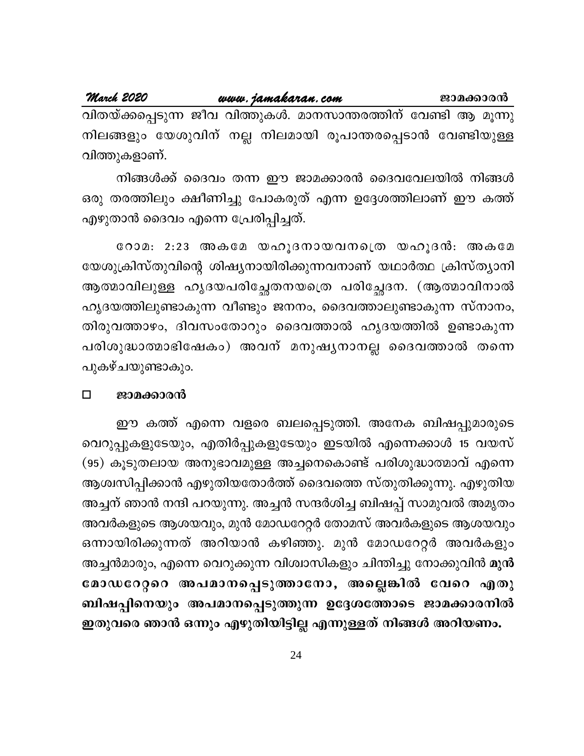വിതയ്ക്കപ്പെടുന്ന ജീവ വിത്തുകൾ. മാനസാന്തരത്തിന് വേണ്ടി ആ മൂന്നു നിലങ്ങളും യേശുവിന് നല്ല നിലമായി രൂപാന്തരപ്പെടാൻ വേണ്ടിയുള്ള വിത്തുകളാണ്.

നിങ്ങൾക്ക് ദൈവം തന്ന ഈ ജാമക്കാരൻ ദൈവവേലയിൽ നിങ്ങൾ ഒരു തരത്തിലും ക്ഷീണിച്ചു പോകരുത് എന്ന ഉദ്ദേശത്തിലാണ് ഈ കത്ത് എഴുതാൻ ദൈവം എന്നെ പ്രേരിപ്പിച്ചത്.

റോമ: 2:23 അകമേ യഹൂദനായവനത്രെ യഹൂദൻ: അകമേ യേശുക്രിസ്തുവിന്റെ ശിഷ്യനായിരിക്കുന്നവനാണ് യഥാർത്ഥ ക്രിസ്ത്യാനി ആത്മാവിലുള്ള ഹൃദയപരിച്ഛേദനയത്രെ പരിച്ഛേദന. (ആത്മാവിനാൽ ഹൃദയത്തിലുണ്ടാകുന്ന വീണ്ടും ജനനം, ദൈവത്താലുണ്ടാകുന്ന സ്നാനം, തിരുവത്താഴം, ദിവസംതോറും ദൈവത്താൽ ഹൃദയത്തിൽ ഉണ്ടാകുന്ന പരിശുദ്ധാത്മാഭിഷേകം) അവന് മനുഷ്യനാനല്ല ദൈവത്താൽ തന്നെ പുകഴ്ചയുണ്ടാകും.

□ **ജാമക്കാരൻ**

ഈ കത്ത് എന്നെ വളരെ ബലപ്പെടുത്തി. അനേക ബിഷപ്പുമാരുടെ വെറുപ്പുകളുടേയും, എതിർപ്പുകളുടേയും ഇടയിൽ എന്നെക്കാൾ 15 വയസ് (95) കൂടുതലായ അനുഭാവമുള്ള അച്ചനെകൊണ്ട് പരിശുദ്ധാത്മാവ് എന്നെ ആശ്വസിപ്പിക്കാൻ എഴുതിയതോർത്ത് ദൈവത്തെ സ്തുതിക്കുന്നു. എഴുതിയ അച്ചന് ഞാൻ നന്ദി പറയുന്നു. അച്ചൻ സന്ദർശിച്ച ബിഷപ്പ് സാമുവൽ അമൃതം അവർകളുടെ ആശയവും, മുൻ മോഡറേറ്റർ തോമസ് അവർകളുടെ ആശയവും ഒന്നായിരിക്കുന്നത് അറിയാൻ കഴിഞ്ഞു. മുൻ മോഡറേറ്റർ അവർകളും അച്ചൻമാരും, എന്നെ വെറുക്കുന്ന വിശ്വാസികളും ചിന്തിച്ചു നോക്കുവിൻ **മുൻ മോഡറേറ്ററെ അപമാനപ്പെടുത്താനോ, അല്ലെങ്കിൽ വേറെ എതു ബിഷപ്പിനെയും അപമാനപ്പെടുത്തുന്ന ഉദ്ദേശത്തോടെ ജാമക്കാരനിൽ ഇതുവരെ ഞാൻ ഒന്നും എഴുതിയിട്ടില്ല എന്നുള്ളത് നിങ്ങൾ അറിയണം.**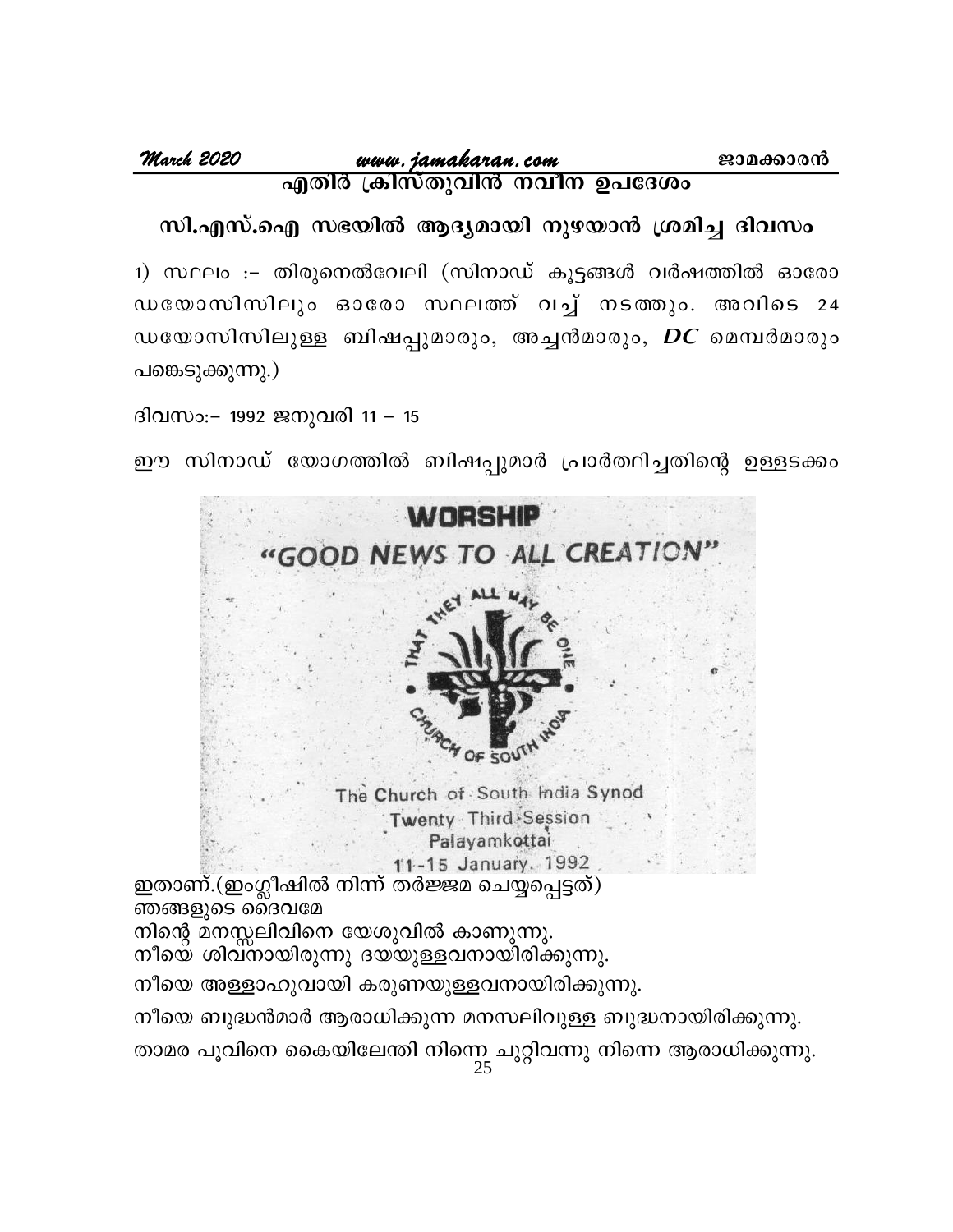## എതിർ ക്രിസ്തുവിൻ നവീന ഉപദേശം

### സി.എസ്.ഐ സഭയിൽ ആദ്യമായി നുഴയാൻ ശ്രമിച്ച ദിവസം

1) സ്ഥലം :- തിരുനെൽവേലി (സിനാഡ് കൂട്ടങ്ങൾ വർഷത്തിൽ ഓരോ ഡയോസിസിലും ഓരോ സ്ഥലത്ത് വച്ച് നടത്തും. അവിടെ 24 ഡയോസിസിലുള്ള ബിഷപ്പുമാരും, അച്ചൻമാരും, ***DC*** മെമ്പർമാരും പങ്കെടുക്കുന്നു.)

ദിവസം:- 1992 ജനുവരി 11 – 15

ഈ സിനാഡ് യോഗത്തിൽ ബിഷപ്പുമാർ പ്രാർത്ഥിച്ചതിന്റെ ഉള്ളടക്കം

WORSHIP

"GOOD NEWS TO ALL CREATION"

THAT THEY ALL MAY BE ONE

CHURCH OF SOUTH INDIA

The Church of South India Synod
Twenty Third Session
Palayamkottai
11-15 January 1992

ഇതാണ്.(ഇംഗ്ലീഷിൽ നിന്ന് തർജ്ജമ ചെയ്യപ്പെട്ടത്)
ഞങ്ങളുടെ ദൈവമേ
നിന്റെ മനസ്സലിവിനെ യേശുവിൽ കാണുന്നു.
നീയെ ശിവനായിരുന്നു ദയയുള്ളവനായിരിക്കുന്നു.

നീയെ അള്ളാഹുവായി കരുണയുള്ളവനായിരിക്കുന്നു.

നീയെ ബുദ്ധൻമാർ ആരാധിക്കുന്ന മനസലിവുള്ള ബുദ്ധനായിരിക്കുന്നു.

താമര പൂവിനെ കൈയിലേന്തി നിന്നെ ചുറ്റിവന്നു നിന്നെ ആരാധിക്കുന്നു.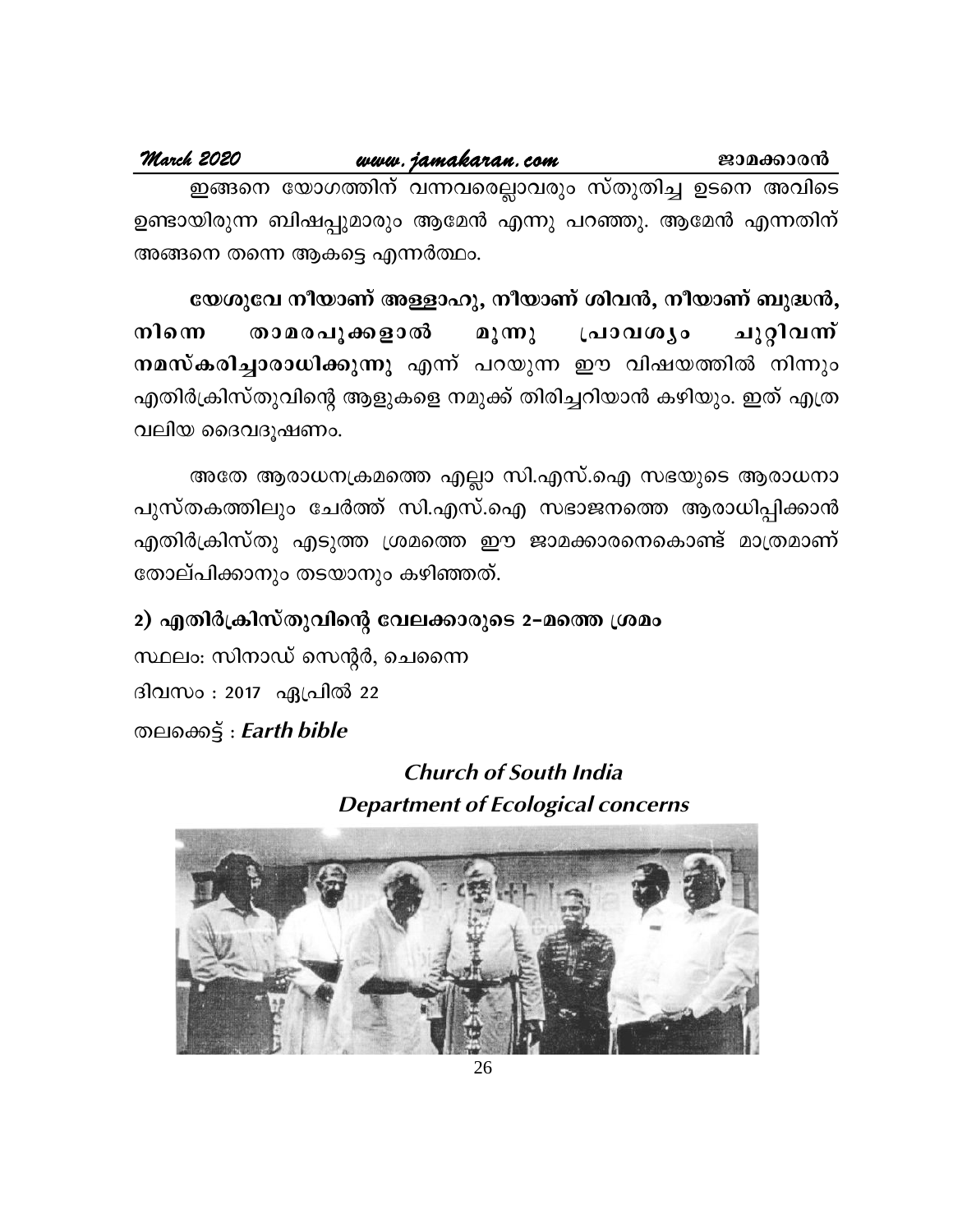ഇങ്ങനെ യോഗത്തിന് വന്നവരെല്ലാവരും സ്തുതിച്ച ഉടനെ അവിടെ ഉണ്ടായിരുന്ന ബിഷപ്പുമാരും ആമേൻ എന്നു പറഞ്ഞു. ആമേൻ എന്നതിന് അങ്ങനെ തന്നെ ആകട്ടെ എന്നർത്ഥം.

**യേശുവേ നീയാണ് അള്ളാഹു, നീയാണ് ശിവൻ, നീയാണ് ബുദ്ധൻ, നിന്നെ താമരപൂക്കളാൽ മൂന്നു പ്രാവശ്യം ചുറ്റിവന്ന് നമസ്കരിച്ചാരാധിക്കുന്നു** എന്ന് പറയുന്ന ഈ വിഷയത്തിൽ നിന്നും എതിർക്രിസ്തുവിന്റെ ആളുകളെ നമുക്ക് തിരിച്ചറിയാൻ കഴിയും. ഇത് എത്ര വലിയ ദൈവദൂഷണം.

അതേ ആരാധനക്രമത്തെ എല്ലാ സി.എസ്.ഐ സഭയുടെ ആരാധനാ പുസ്തകത്തിലും ചേർത്ത് സി.എസ്.ഐ സഭാജനത്തെ ആരാധിപ്പിക്കാൻ എതിർക്രിസ്തു എടുത്ത ശ്രമത്തെ ഈ ജാമക്കാരനെകൊണ്ട് മാത്രമാണ് തോല്പിക്കാനും തടയാനും കഴിഞ്ഞത്.

**2) എതിർക്രിസ്തുവിന്റെ വേലക്കാരുടെ 2-മത്തെ ശ്രമം**

സ്ഥലം: സിനാഡ് സെന്റർ, ചെന്നൈ

ദിവസം : 2017 ഏപ്രിൽ 22

തലക്കെട്ട് : ***Earth bible***

***Church of South India***
***Department of Ecological concerns***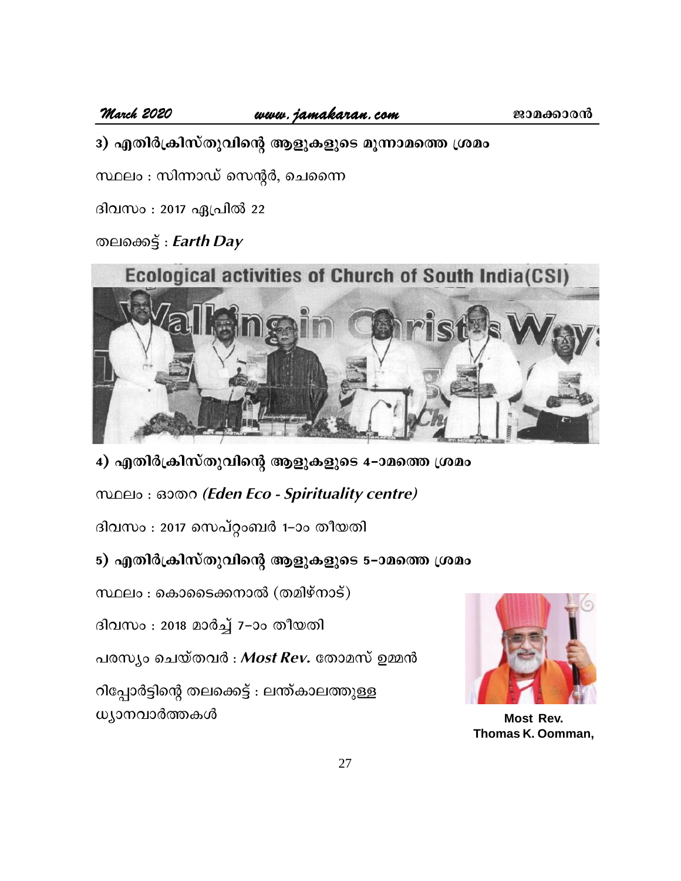3) എതിർക്രിസ്തുവിന്റെ ആളുകളുടെ മൂന്നാമത്തെ ശ്രമം

സ്ഥലം : സിന്നാഡ് സെന്റർ, ചെന്നൈ

ദിവസം : 2017 ഏപ്രിൽ 22

തലക്കെട്ട് : ***Earth Day***

Ecological activities of Church of South India(CSI)

4) എതിർക്രിസ്തുവിന്റെ ആളുകളുടെ 4-ാമത്തെ ശ്രമം

സ്ഥലം : ഓതറ *(Eden Eco - Spirituality centre)*

ദിവസം : 2017 സെപ്റ്റംബർ 1-ാം തീയതി

5) എതിർക്രിസ്തുവിന്റെ ആളുകളുടെ 5-ാമത്തെ ശ്രമം

സ്ഥലം : കൊടൈക്കനാൽ (തമിഴ്നാട്)

ദിവസം : 2018 മാർച്ച് 7-ാം തീയതി

പരസ്യം ചെയ്തവർ : ***Most Rev.*** തോമസ് ഉമ്മൻ

റിപ്പോർട്ടിന്റെ തലക്കെട്ട് : ലന്ത്കാലത്തുള്ള ധ്യാനവാർത്തകൾ

**Most Rev. Thomas K. Oomman,**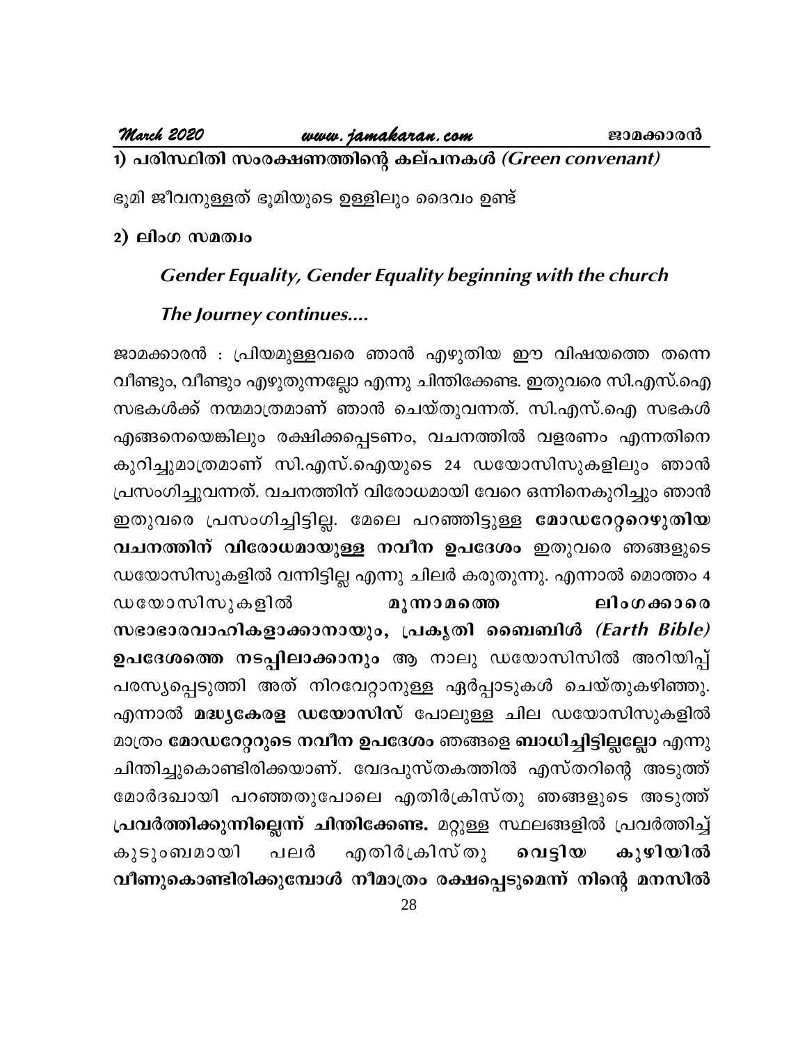**1) പരിസ്ഥിതി സംരക്ഷണത്തിന്റെ കല്പനകൾ *(Green convenant)***

ഭൂമി ജീവനുള്ളത് ഭൂമിയുടെ ഉള്ളിലും ദൈവം ഉണ്ട്

**2) ലിംഗ സമത്വം**

***Gender Equality, Gender Equality beginning with the church***

***The Journey continues....***

ജാമക്കാരൻ : പ്രിയമുള്ളവരെ ഞാൻ എഴുതിയ ഈ വിഷയത്തെ തന്നെ വീണ്ടും, വീണ്ടും എഴുതുന്നല്ലോ എന്നു ചിന്തിക്കേണ്ട. ഇതുവരെ സി.എസ്.ഐ സഭകൾക്ക് നന്മമാത്രമാണ് ഞാൻ ചെയ്തുവന്നത്. സി.എസ്.ഐ സഭകൾ എങ്ങനെയെങ്കിലും രക്ഷിക്കപ്പെടണം, വചനത്തിൽ വളരണം എന്നതിനെ കുറിച്ചുമാത്രമാണ് സി.എസ്.ഐയുടെ 24 ഡയോസിസുകളിലും ഞാൻ പ്രസംഗിച്ചുവന്നത്. വചനത്തിന് വിരോധമായി വേറെ ഒന്നിനെകുറിച്ചും ഞാൻ ഇതുവരെ പ്രസംഗിച്ചിട്ടില്ല. മേലെ പറഞ്ഞിട്ടുള്ള **മോഡറേറ്ററെഴുതിയ വചനത്തിന് വിരോധമായുള്ള നവീന ഉപദേശം** ഇതുവരെ ഞങ്ങളുടെ ഡയോസിസുകളിൽ വന്നിട്ടില്ല എന്നു ചിലർ കരുതുന്നു. എന്നാൽ മൊത്തം 4 ഡയോസിസുകളിൽ **മൂന്നാമത്തെ ലിംഗക്കാരെ സഭാഭാരവാഹികളാക്കാനായും, പ്രകൃതി ബൈബിൾ *(Earth Bible)* ഉപദേശത്തെ നടപ്പിലാക്കാനും** ആ നാലു ഡയോസിസിൽ അറിയിപ്പ് പരസ്യപ്പെടുത്തി അത് നിറവേറ്റാനുള്ള ഏർപ്പാടുകൾ ചെയ്തുകഴിഞ്ഞു. എന്നാൽ **മദ്ധ്യകേരള ഡയോസിസ്** പോലുള്ള ചില ഡയോസിസുകളിൽ മാത്രം **മോഡറേറ്ററുടെ നവീന ഉപദേശം** ഞങ്ങളെ **ബാധിച്ചിട്ടില്ലല്ലോ** എന്നു ചിന്തിച്ചുകൊണ്ടിരിക്കയാണ്. വേദപുസ്തകത്തിൽ എസ്തറിന്റെ അടുത്ത് മോർദഖായി പറഞ്ഞതുപോലെ എതിർക്രിസ്തു ഞങ്ങളുടെ അടുത്ത് **പ്രവർത്തിക്കുന്നില്ലെന്ന് ചിന്തിക്കേണ്ട.** മറ്റുള്ള സ്ഥലങ്ങളിൽ പ്രവർത്തിച്ച് കുടുംബമായി പലർ എതിർക്രിസ്തു **വെട്ടിയ കുഴിയിൽ വീണുകൊണ്ടിരിക്കുമ്പോൾ നീമാത്രം രക്ഷപ്പെടുമെന്ന് നിന്റെ മനസിൽ**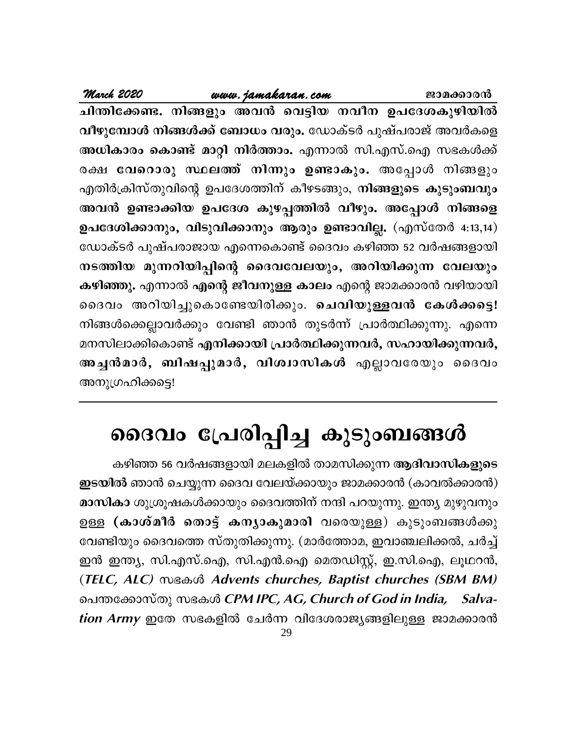**ചിന്തിക്കേണ്ട. നിങ്ങളും അവൻ വെട്ടിയ നവീന ഉപദേശകുഴിയിൽ വീഴുമ്പോൾ നിങ്ങൾക്ക് ബോധം വരും.** ഡോക്ടർ പുഷ്പരാജ് അവർകളെ **അധികാരം കൊണ്ട് മാറ്റി നിർത്താം.** എന്നാൽ സി.എസ്.ഐ സഭകൾക്ക് രക്ഷ **വേറൊരു സ്ഥലത്ത് നിന്നും ഉണ്ടാകും.** അപ്പോൾ നിങ്ങളും എതിർക്രിസ്തുവിന്റെ ഉപദേശത്തിന് കീഴടങ്ങും, **നിങ്ങളുടെ കുടുംബവും അവൻ ഉണ്ടാക്കിയ ഉപദേശ കുഴപ്പത്തിൽ വീഴും. അപ്പോൾ നിങ്ങളെ ഉപദേശിക്കാനും, വിടുവിക്കാനും ആരും ഉണ്ടാവില്ല.** (എസ്തേർ 4:13,14) ഡോക്ടർ പുഷ്പരാജായ എന്നെകൊണ്ട് ദൈവം കഴിഞ്ഞ 52 വർഷങ്ങളായി **നടത്തിയ മുന്നറിയിപ്പിന്റെ ദൈവവേലയും, അറിയിക്കുന്ന വേലയും കഴിഞ്ഞു.** എന്നാൽ **എന്റെ ജീവനുള്ള കാലം** എന്റെ ജാമക്കാരൻ വഴിയായി ദൈവം അറിയിച്ചുകൊണ്ടേയിരിക്കും. **ചെവിയുള്ളവൻ കേൾക്കട്ടെ!** നിങ്ങൾക്കെല്ലാവർക്കും വേണ്ടി ഞാൻ തുടർന്ന് പ്രാർത്ഥിക്കുന്നു. എന്നെ മനസിലാക്കികൊണ്ട് **എനിക്കായി പ്രാർത്ഥിക്കുന്നവർ, സഹായിക്കുന്നവർ, അച്ചൻമാർ, ബിഷപ്പുമാർ, വിശ്വാസികൾ** എല്ലാവരേയും ദൈവം അനുഗ്രഹിക്കട്ടെ!

---

# ദൈവം പ്രേരിപ്പിച്ച കുടുംബങ്ങൾ

കഴിഞ്ഞ 56 വർഷങ്ങളായി മലകളിൽ താമസിക്കുന്ന **ആദിവാസികളുടെ ഇടയിൽ** ഞാൻ ചെയ്യുന്ന ദൈവ വേലയ്ക്കായും ജാമക്കാരൻ (കാവൽക്കാരൻ) **മാസികാ** ശുശ്രൂഷകൾക്കായും ദൈവത്തിന് നന്ദി പറയുന്നു. ഇന്ത്യ മുഴുവനും ഉള്ള **(കാശ്മീർ തൊട്ട് കന്യാകുമാരി** വരെയുള്ള) കുടുംബങ്ങൾക്കു വേണ്ടിയും ദൈവത്തെ സ്തുതിക്കുന്നു. (മാർത്തോമ, ഇവാഞ്ചലിക്കൽ, ചർച്ച് ഇൻ ഇന്ത്യ, സി.എസ്.ഐ, സി.എൻ.ഐ മെതഡിസ്റ്റ്, ഇ.സി.ഐ, ലൂഥറൻ, *(TELC, ALC)* സഭകൾ *Advents churches, Baptist churches (SBM BM)* പെന്തക്കോസ്തു സഭകൾ *CPM IPC, AG, Church of God in India,* ***Salvation Army*** ഇതേ സഭകളിൽ ചേർന്ന വിദേശരാജ്യങ്ങളിലുള്ള ജാമക്കാരൻ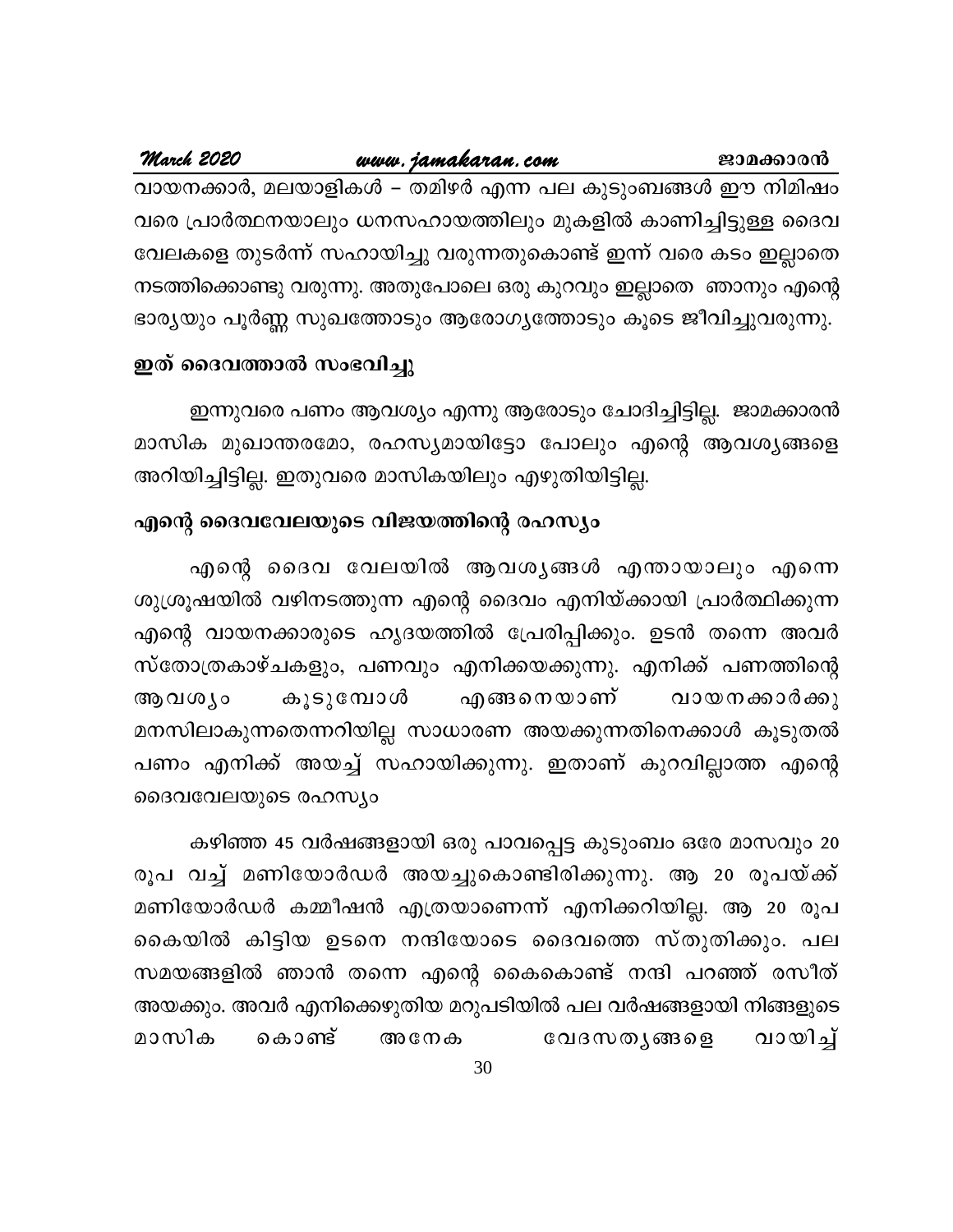വായനക്കാർ, മലയാളികൾ – തമിഴർ എന്ന പല കുടുംബങ്ങൾ ഈ നിമിഷം വരെ പ്രാർത്ഥനയാലും ധനസഹായത്തിലും മുകളിൽ കാണിച്ചിട്ടുള്ള ദൈവ വേലകളെ തുടർന്ന് സഹായിച്ചു വരുന്നതുകൊണ്ട് ഇന്ന് വരെ കടം ഇല്ലാതെ നടത്തിക്കൊണ്ടു വരുന്നു. അതുപോലെ ഒരു കുറവും ഇല്ലാതെ ഞാനും എന്റെ ഭാര്യയും പൂർണ്ണ സുഖത്തോടും ആരോഗ്യത്തോടും കൂടെ ജീവിച്ചുവരുന്നു.

**ഇത് ദൈവത്താൽ സംഭവിച്ചു**

ഇന്നുവരെ പണം ആവശ്യം എന്നു ആരോടും ചോദിച്ചിട്ടില്ല. ജാമക്കാരൻ മാസിക മുഖാന്തരമോ, രഹസ്യമായിട്ടോ പോലും എന്റെ ആവശ്യങ്ങളെ അറിയിച്ചിട്ടില്ല. ഇതുവരെ മാസികയിലും എഴുതിയിട്ടില്ല.

**എന്റെ ദൈവവേലയുടെ വിജയത്തിന്റെ രഹസ്യം**

എന്റെ ദൈവ വേലയിൽ ആവശ്യങ്ങൾ എന്തായാലും എന്നെ ശുശ്രൂഷയിൽ വഴിനടത്തുന്ന എന്റെ ദൈവം എനിയ്ക്കായി പ്രാർത്ഥിക്കുന്ന എന്റെ വായനക്കാരുടെ ഹൃദയത്തിൽ പ്രേരിപ്പിക്കും. ഉടൻ തന്നെ അവർ സ്തോത്രകാഴ്ചകളും, പണവും എനിക്കയക്കുന്നു. എനിക്ക് പണത്തിന്റെ ആവശ്യം കൂടുമ്പോൾ എങ്ങനെയാണ് വായനക്കാർക്കു മനസിലാകുന്നതെന്നറിയില്ല സാധാരണ അയക്കുന്നതിനെക്കാൾ കൂടുതൽ പണം എനിക്ക് അയച്ച് സഹായിക്കുന്നു. ഇതാണ് കുറവില്ലാത്ത എന്റെ ദൈവവേലയുടെ രഹസ്യം

കഴിഞ്ഞ 45 വർഷങ്ങളായി ഒരു പാവപ്പെട്ട കുടുംബം ഒരേ മാസവും 20 രൂപ വച്ച് മണിയോർഡർ അയച്ചുകൊണ്ടിരിക്കുന്നു. ആ 20 രൂപയ്ക്ക് മണിയോർഡർ കമ്മീഷൻ എത്രയാണെന്ന് എനിക്കറിയില്ല. ആ 20 രൂപ കൈയിൽ കിട്ടിയ ഉടനെ നന്ദിയോടെ ദൈവത്തെ സ്തുതിക്കും. പല സമയങ്ങളിൽ ഞാൻ തന്നെ എന്റെ കൈകൊണ്ട് നന്ദി പറഞ്ഞ് രസീത് അയക്കും. അവർ എനിക്കെഴുതിയ മറുപടിയിൽ പല വർഷങ്ങളായി നിങ്ങളുടെ മാസിക കൊണ്ട് അനേക വേദസത്യങ്ങളെ വായിച്ച്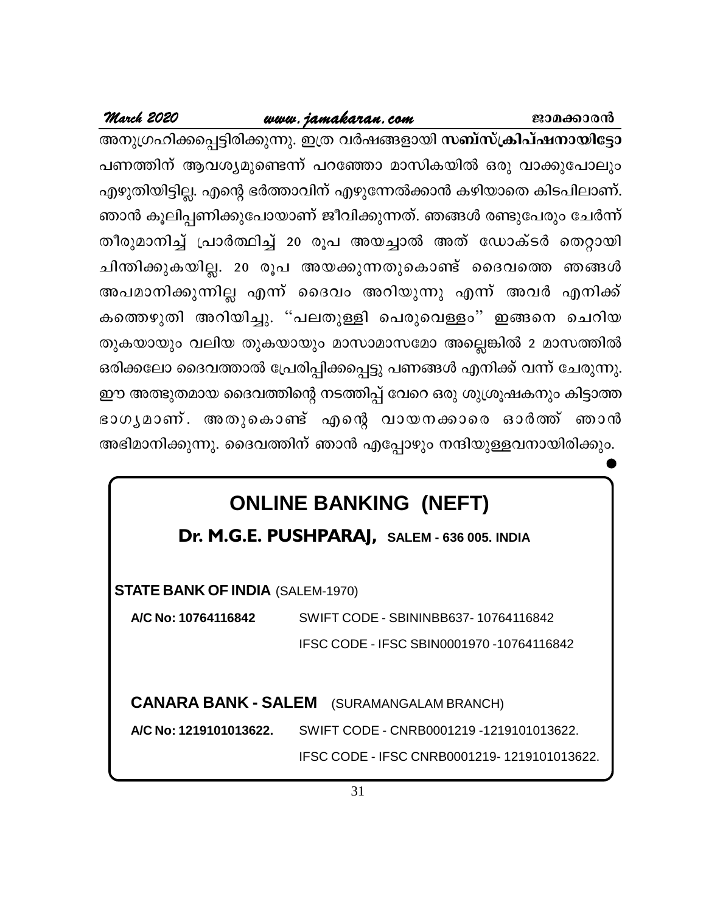അനുഗ്രഹിക്കപ്പെട്ടിരിക്കുന്നു. ഇത്ര വർഷങ്ങളായി **സബ്സ്ക്രിപ്ഷനായിട്ടോ** പണത്തിന് ആവശ്യമുണ്ടെന്ന് പറഞ്ഞോ മാസികയിൽ ഒരു വാക്കുപോലും എഴുതിയിട്ടില്ല. എന്റെ ഭർത്താവിന് എഴുന്നേൽക്കാൻ കഴിയാതെ കിടപിലാണ്. ഞാൻ കൂലിപ്പണിക്കുപോയാണ് ജീവിക്കുന്നത്. ഞങ്ങൾ രണ്ടുപേരും ചേർന്ന് തീരുമാനിച്ച് പ്രാർത്ഥിച്ച് 20 രൂപ അയച്ചാൽ അത് ഡോക്ടർ തെറ്റായി ചിന്തിക്കുകയില്ല. 20 രൂപ അയക്കുന്നതുകൊണ്ട് ദൈവത്തെ ഞങ്ങൾ അപമാനിക്കുന്നില്ല എന്ന് ദൈവം അറിയുന്നു എന്ന് അവർ എനിക്ക് കത്തെഴുതി അറിയിച്ചു. ''പലതുള്ളി പെരുവെള്ളം'' ഇങ്ങനെ ചെറിയ തുകയായും വലിയ തുകയായും മാസാമാസമോ അല്ലെങ്കിൽ 2 മാസത്തിൽ ഒരിക്കലോ ദൈവത്താൽ പ്രേരിപ്പിക്കപ്പെട്ടു പണങ്ങൾ എനിക്ക് വന്ന് ചേരുന്നു. ഈ അത്ഭുതമായ ദൈവത്തിന്റെ നടത്തിപ്പ് വേറെ ഒരു ശുശ്രൂഷകനും കിട്ടാത്ത ഭാഗ്യമാണ്. അതുകൊണ്ട് എന്റെ വായനക്കാരെ ഓർത്ത് ഞാൻ അഭിമാനിക്കുന്നു. ദൈവത്തിന് ഞാൻ എപ്പോഴും നന്ദിയുള്ളവനായിരിക്കും.

## ONLINE BANKING (NEFT)

**Dr. M.G.E. PUSHPARAJ,** **SALEM - 636 005. INDIA**

**STATE BANK OF INDIA** (SALEM-1970)

**A/C No: 10764116842** SWIFT CODE - SBININBB637- 10764116842

IFSC CODE - IFSC SBIN0001970 -10764116842

**CANARA BANK - SALEM** (SURAMANGALAM BRANCH)

**A/C No: 1219101013622.** SWIFT CODE - CNRB0001219 -1219101013622.

IFSC CODE - IFSC CNRB0001219- 1219101013622.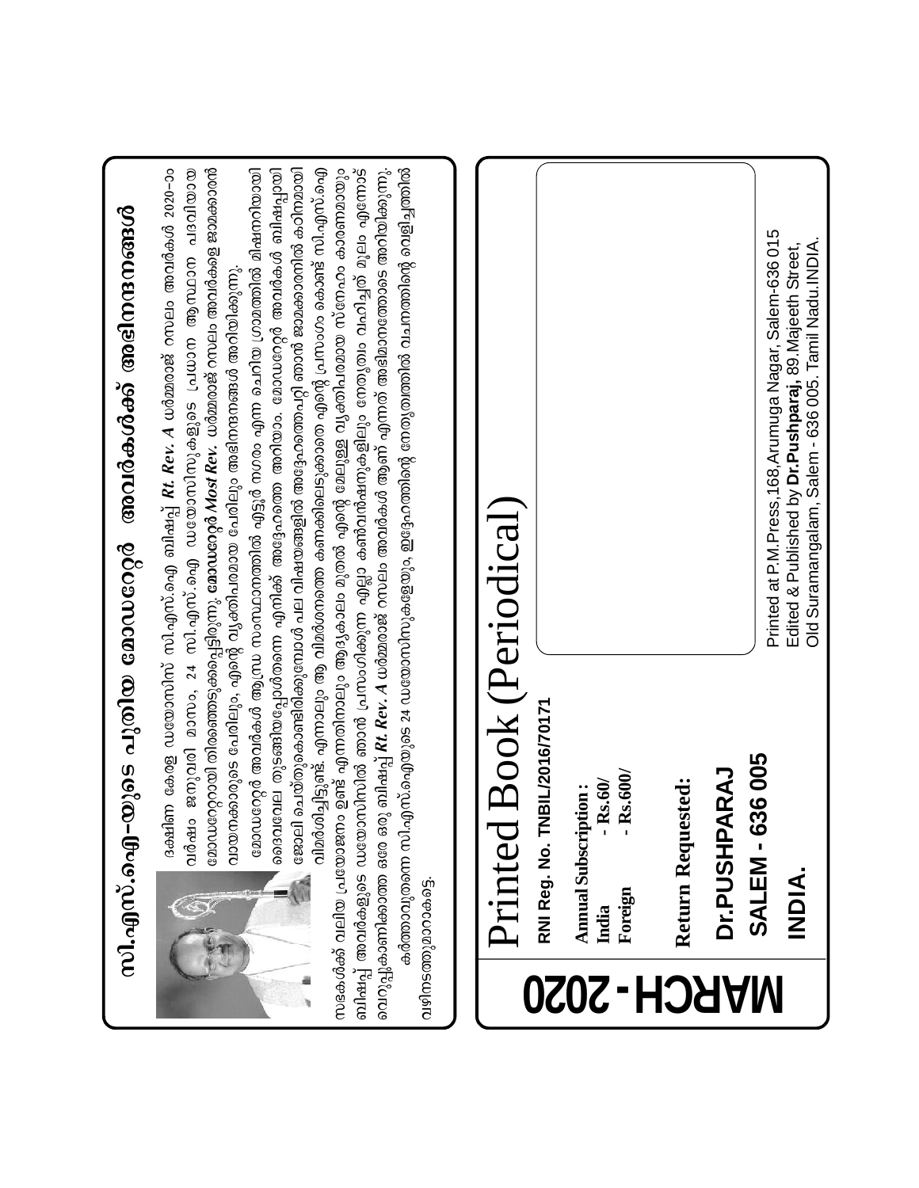## സി.എസ്.ഐ-യുടെ പുതിയ മോഡറേറ്റർ അവർകൾക്ക് അഭിനന്ദനങ്ങൾ

ദക്ഷിണ കേരള ഡയോസിസ് സി.എസ്.ഐ ബിഷപ്പ് *Rt. Rev. A* ധർമ്മരാജ് റസലം അവർകൾ 2020-ാം വർഷം ജനുവരി മാസം, 24 സി.എസ്.ഐ ഡയോസിസുകളുടെ പ്രധാന ആത്മീയ പദവിയായ മോഡറേറ്ററായി തിരഞ്ഞെടുക്കപ്പെട്ടിരുന്നു. **മോഡറേറ്റർ** *Most Rev.* ധർമ്മരാജ് റസലം അവർകളെ ജാമക്കാരൻ വായനക്കാരുടെ പേരിലും, എന്റെ വ്യക്തിപരമായ പേരിലും അഭിനന്ദനങ്ങൾ അറിയിക്കുന്നു.

മോഡറേറ്റർ അവർകൾ ആന്ധ്ര സംസ്ഥാനത്തിൽ ഏട്ടൂർ നഗരം എന്ന ചെറിയ ഗ്രാമത്തിൽ മിഷനറിയായി ദൈവവേല തുടങ്ങിയപ്പോൾതന്നെ എനിക്ക് അദ്ദേഹത്തെ അറിയാം. മോഡറേറ്റർ അവർകൾ ബിഷപ്പായി ജോലി ചെയ്തുകൊണ്ടിരിക്കുമ്പോൾ പല വിഷയങ്ങളിൽ അദ്ദേഹത്തെപ്പറ്റി ഞാൻ ജാമക്കാരനിൽ കഠിനമായി വിമർശിച്ചിട്ടുണ്ട്. എന്നാലും ആ വിമർശനത്തെ കണക്കിലെടുക്കാതെ എന്റെ പ്രസംഗം കൊണ്ട് സി.എസ്.ഐ സഭകൾക്ക് വലിയ പ്രയോജനം ഉണ്ട് എന്നതിനാലും ആദ്യകാലം മുതൽ എന്റെ മേലുള്ള വ്യക്തിപരമായ സ്നേഹം കാരണമായും ബിഷപ്പ് അവർകളുടെ ഡയോസിസിൽ ഞാൻ പ്രസംഗിക്കുന്ന എല്ലാ കൺവെൻഷനുകളിലും നേതൃത്വം വഹിച്ചത് മൂലം എന്നോട് വെറുപ്പുകാണിക്കാത്ത ഒരേ ഒരു ബിഷപ്പ് *Rt. Rev. A* ധർമ്മരാജ് റസലം അവർകൾ ആണ് എന്നത് അഭിമാനത്തോടെ അറിയിക്കുന്നു.

കർത്താവുതന്നെ സി.എസ്.ഐയുടെ 24 ഡയോസിസുകളേയും, ഇദ്ദേഹത്തിന്റെ നേതൃത്വത്തിൽ വചനത്തിന്റെ വെളിച്ചത്തിൽ വഴിനടത്തുമാറാകട്ടെ.

**MARCH - 2020**

# Printed Book (Periodical)

**RNI Reg. No. TNBIL/2016/70171**

**Annual Subscription :**
**India - Rs.60/**
**Foreign - Rs.600/**

**Return Requested:**

**Dr.PUSHPARAJ**
**SALEM - 636 005**
**INDIA.**

Printed at P.M.Press,168,Arumuga Nagar, Salem-636 015
Edited & Published by **Dr.Pushparaj**, 89,Majeeth Street,
Old Suramangalam, Salem - 636 005. Tamil Nadu.INDIA.